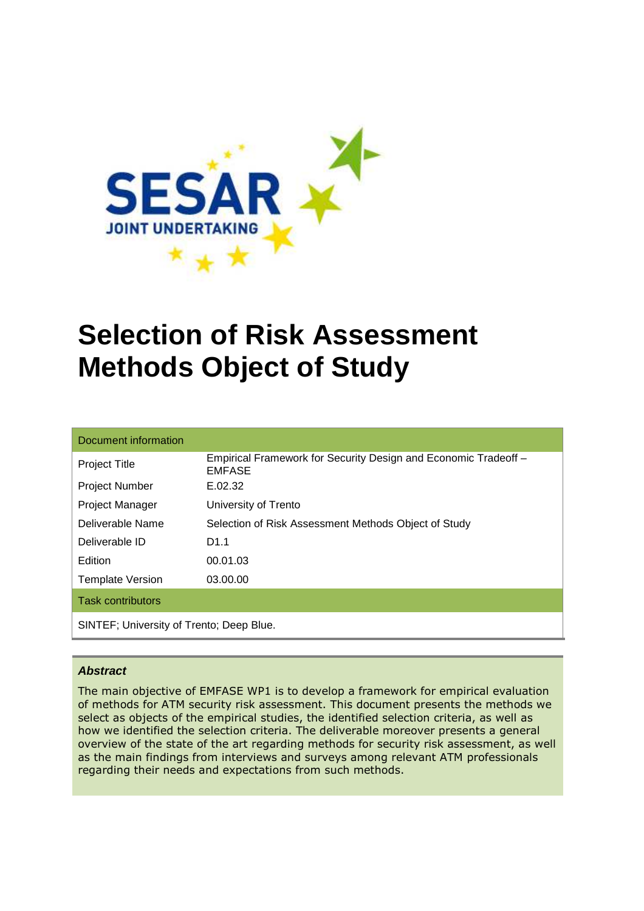# Selection of Risk Assessment Methods Object of Study

| Document information | |
|---|---|
| Project Title | Empirical Framework for Security Design and Economic Tradeoff – EMFASE |
| Project Number | E.02.32 |
| Project Manager | University of Trento |
| Deliverable Name | Selection of Risk Assessment Methods Object of Study |
| Deliverable ID | D1.1 |
| Edition | 00.01.03 |
| Template Version | 03.00.00 |
| **Task contributors** | |
| SINTEF; University of Trento; Deep Blue. | |

***Abstract***

The main objective of EMFASE WP1 is to develop a framework for empirical evaluation of methods for ATM security risk assessment. This document presents the methods we select as objects of the empirical studies, the identified selection criteria, as well as how we identified the selection criteria. The deliverable moreover presents a general overview of the state of the art regarding methods for security risk assessment, as well as the main findings from interviews and surveys among relevant ATM professionals regarding their needs and expectations from such methods.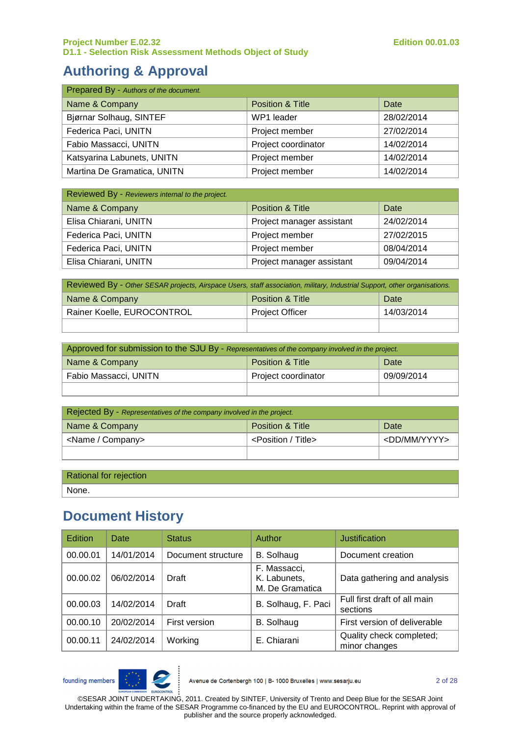# Authoring & Approval

| Prepared By - *Authors of the document.* | | |
|---|---|---|
| Name & Company | Position & Title | Date |
| Bjørnar Solhaug, SINTEF | WP1 leader | 28/02/2014 |
| Federica Paci, UNITN | Project member | 27/02/2014 |
| Fabio Massacci, UNITN | Project coordinator | 14/02/2014 |
| Katsyarina Labunets, UNITN | Project member | 14/02/2014 |
| Martina De Gramatica, UNITN | Project member | 14/02/2014 |

| Reviewed By - *Reviewers internal to the project.* | | |
|---|---|---|
| Name & Company | Position & Title | Date |
| Elisa Chiarani, UNITN | Project manager assistant | 24/02/2014 |
| Federica Paci, UNITN | Project member | 27/02/2015 |
| Federica Paci, UNITN | Project member | 08/04/2014 |
| Elisa Chiarani, UNITN | Project manager assistant | 09/04/2014 |

| Reviewed By - *Other SESAR projects, Airspace Users, staff association, military, Industrial Support, other organisations.* | | |
|---|---|---|
| Name & Company | Position & Title | Date |
| Rainer Koelle, EUROCONTROL | Project Officer | 14/03/2014 |
| | | |

| Approved for submission to the SJU By - *Representatives of the company involved in the project.* | | |
|---|---|---|
| Name & Company | Position & Title | Date |
| Fabio Massacci, UNITN | Project coordinator | 09/09/2014 |
| | | |

| Rejected By - *Representatives of the company involved in the project.* | | |
|---|---|---|
| Name & Company | Position & Title | Date |
| <Name / Company> | <Position / Title> | <DD/MM/YYYY> |
| | | |

| Rational for rejection |
|---|
| None. |

# Document History

| Edition | Date | Status | Author | Justification |
|---|---|---|---|---|
| 00.00.01 | 14/01/2014 | Document structure | B. Solhaug | Document creation |
| 00.00.02 | 06/02/2014 | Draft | F. Massacci, K. Labunets, M. De Gramatica | Data gathering and analysis |
| 00.00.03 | 14/02/2014 | Draft | B. Solhaug, F. Paci | Full first draft of all main sections |
| 00.00.10 | 20/02/2014 | First version | B. Solhaug | First version of deliverable |
| 00.00.11 | 24/02/2014 | Working | E. Chiarani | Quality check completed; minor changes |

©SESAR JOINT UNDERTAKING, 2011. Created by SINTEF, University of Trento and Deep Blue for the SESAR Joint Undertaking within the frame of the SESAR Programme co-financed by the EU and EUROCONTROL. Reprint with approval of publisher and the source properly acknowledged.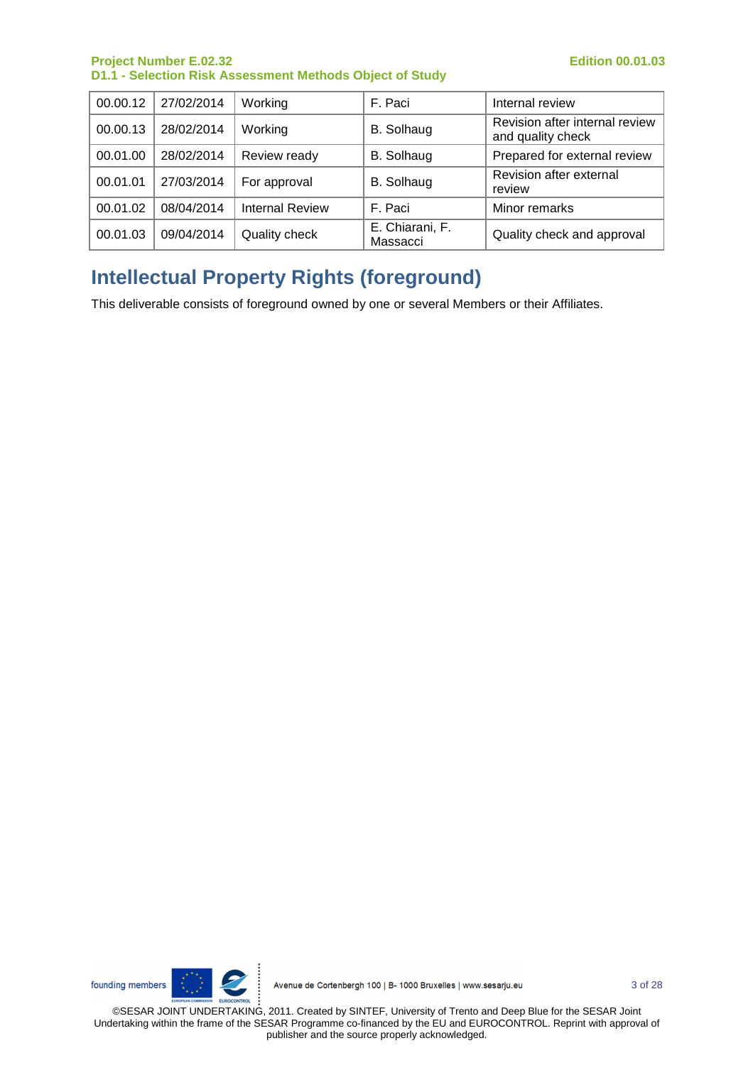| 00.00.12 | 27/02/2014 | Working | F. Paci | Internal review |
|---|---|---|---|---|
| 00.00.13 | 28/02/2014 | Working | B. Solhaug | Revision after internal review and quality check |
| 00.01.00 | 28/02/2014 | Review ready | B. Solhaug | Prepared for external review |
| 00.01.01 | 27/03/2014 | For approval | B. Solhaug | Revision after external review |
| 00.01.02 | 08/04/2014 | Internal Review | F. Paci | Minor remarks |
| 00.01.03 | 09/04/2014 | Quality check | E. Chiarani, F. Massacci | Quality check and approval |

# Intellectual Property Rights (foreground)

This deliverable consists of foreground owned by one or several Members or their Affiliates.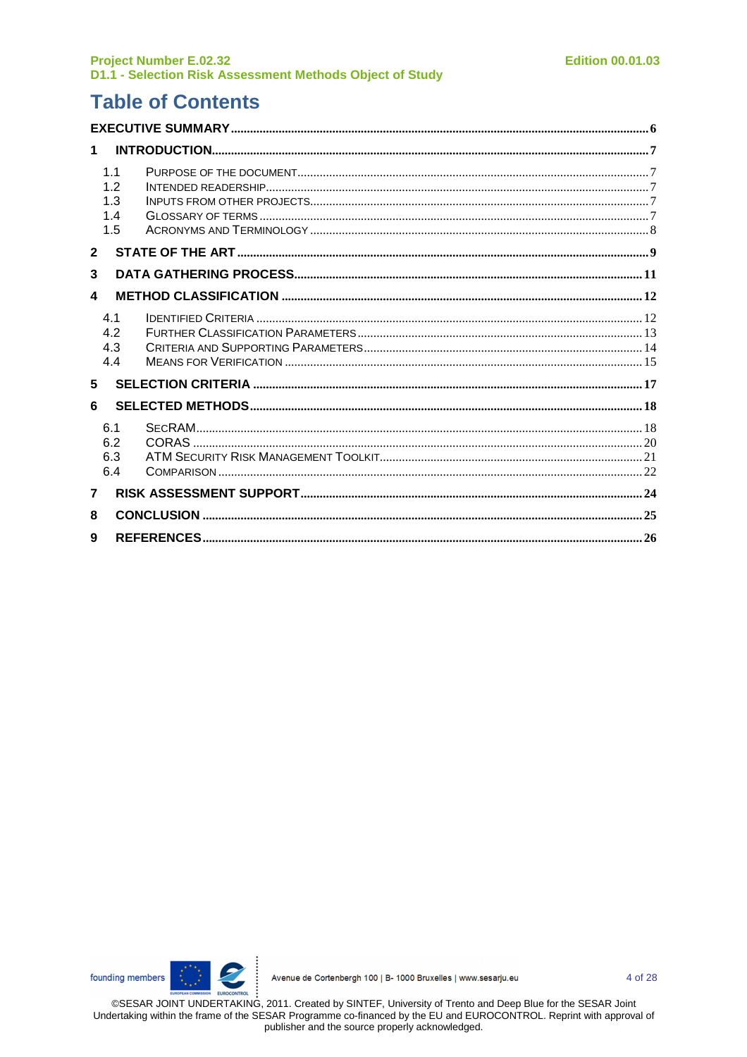# Table of Contents

**EXECUTIVE SUMMARY** ..... 6

**1 INTRODUCTION** ..... 7

- 1.1 PURPOSE OF THE DOCUMENT ..... 7
- 1.2 INTENDED READERSHIP ..... 7
- 1.3 INPUTS FROM OTHER PROJECTS ..... 7
- 1.4 GLOSSARY OF TERMS ..... 7
- 1.5 ACRONYMS AND TERMINOLOGY ..... 8

**2 STATE OF THE ART** ..... 9

**3 DATA GATHERING PROCESS** ..... 11

**4 METHOD CLASSIFICATION** ..... 12

- 4.1 IDENTIFIED CRITERIA ..... 12
- 4.2 FURTHER CLASSIFICATION PARAMETERS ..... 13
- 4.3 CRITERIA AND SUPPORTING PARAMETERS ..... 14
- 4.4 MEANS FOR VERIFICATION ..... 15

**5 SELECTION CRITERIA** ..... 17

**6 SELECTED METHODS** ..... 18

- 6.1 SECRAM ..... 18
- 6.2 CORAS ..... 20
- 6.3 ATM SECURITY RISK MANAGEMENT TOOLKIT ..... 21
- 6.4 COMPARISON ..... 22

**7 RISK ASSESSMENT SUPPORT** ..... 24

**8 CONCLUSION** ..... 25

**9 REFERENCES** ..... 26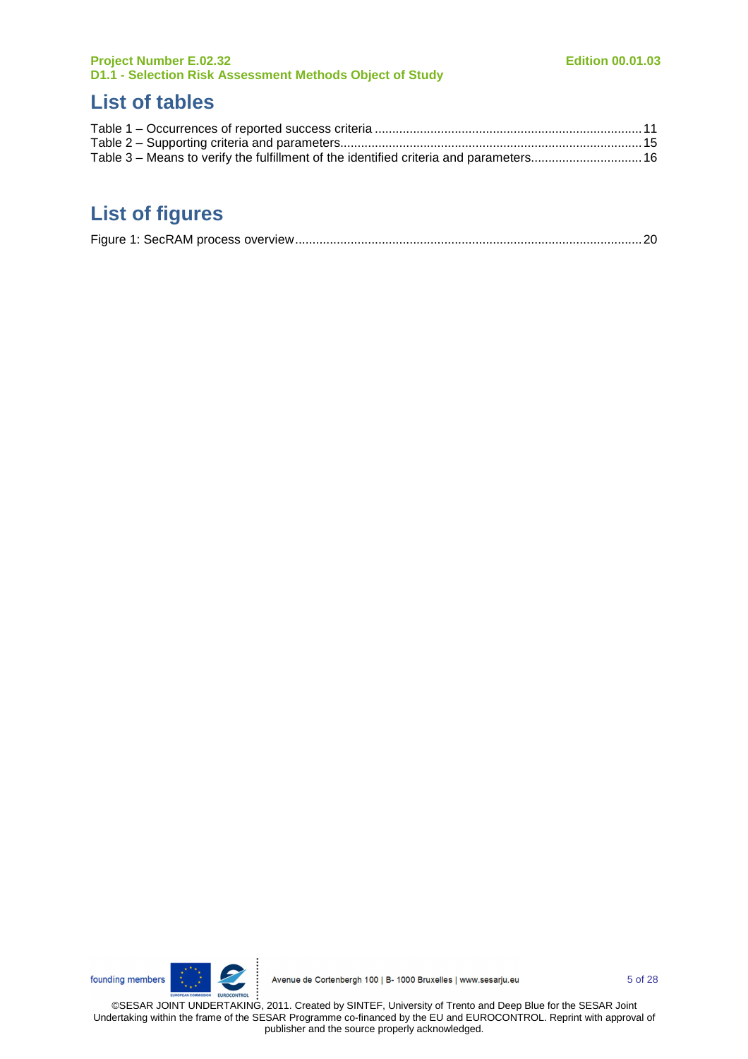# List of tables

Table 1 – Occurrences of reported success criteria ........................................................................... 11
Table 2 – Supporting criteria and parameters..................................................................................... 15
Table 3 – Means to verify the fulfillment of the identified criteria and parameters............................... 16

# List of figures

Figure 1: SecRAM process overview.................................................................................................. 20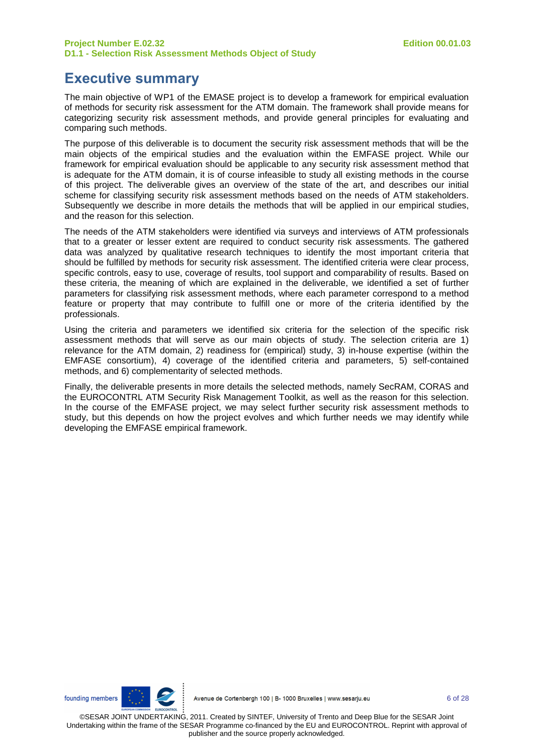# Executive summary

The main objective of WP1 of the EMASE project is to develop a framework for empirical evaluation of methods for security risk assessment for the ATM domain. The framework shall provide means for categorizing security risk assessment methods, and provide general principles for evaluating and comparing such methods.

The purpose of this deliverable is to document the security risk assessment methods that will be the main objects of the empirical studies and the evaluation within the EMFASE project. While our framework for empirical evaluation should be applicable to any security risk assessment method that is adequate for the ATM domain, it is of course infeasible to study all existing methods in the course of this project. The deliverable gives an overview of the state of the art, and describes our initial scheme for classifying security risk assessment methods based on the needs of ATM stakeholders. Subsequently we describe in more details the methods that will be applied in our empirical studies, and the reason for this selection.

The needs of the ATM stakeholders were identified via surveys and interviews of ATM professionals that to a greater or lesser extent are required to conduct security risk assessments. The gathered data was analyzed by qualitative research techniques to identify the most important criteria that should be fulfilled by methods for security risk assessment. The identified criteria were clear process, specific controls, easy to use, coverage of results, tool support and comparability of results. Based on these criteria, the meaning of which are explained in the deliverable, we identified a set of further parameters for classifying risk assessment methods, where each parameter correspond to a method feature or property that may contribute to fulfill one or more of the criteria identified by the professionals.

Using the criteria and parameters we identified six criteria for the selection of the specific risk assessment methods that will serve as our main objects of study. The selection criteria are 1) relevance for the ATM domain, 2) readiness for (empirical) study, 3) in-house expertise (within the EMFASE consortium), 4) coverage of the identified criteria and parameters, 5) self-contained methods, and 6) complementarity of selected methods.

Finally, the deliverable presents in more details the selected methods, namely SecRAM, CORAS and the EUROCONTRL ATM Security Risk Management Toolkit, as well as the reason for this selection. In the course of the EMFASE project, we may select further security risk assessment methods to study, but this depends on how the project evolves and which further needs we may identify while developing the EMFASE empirical framework.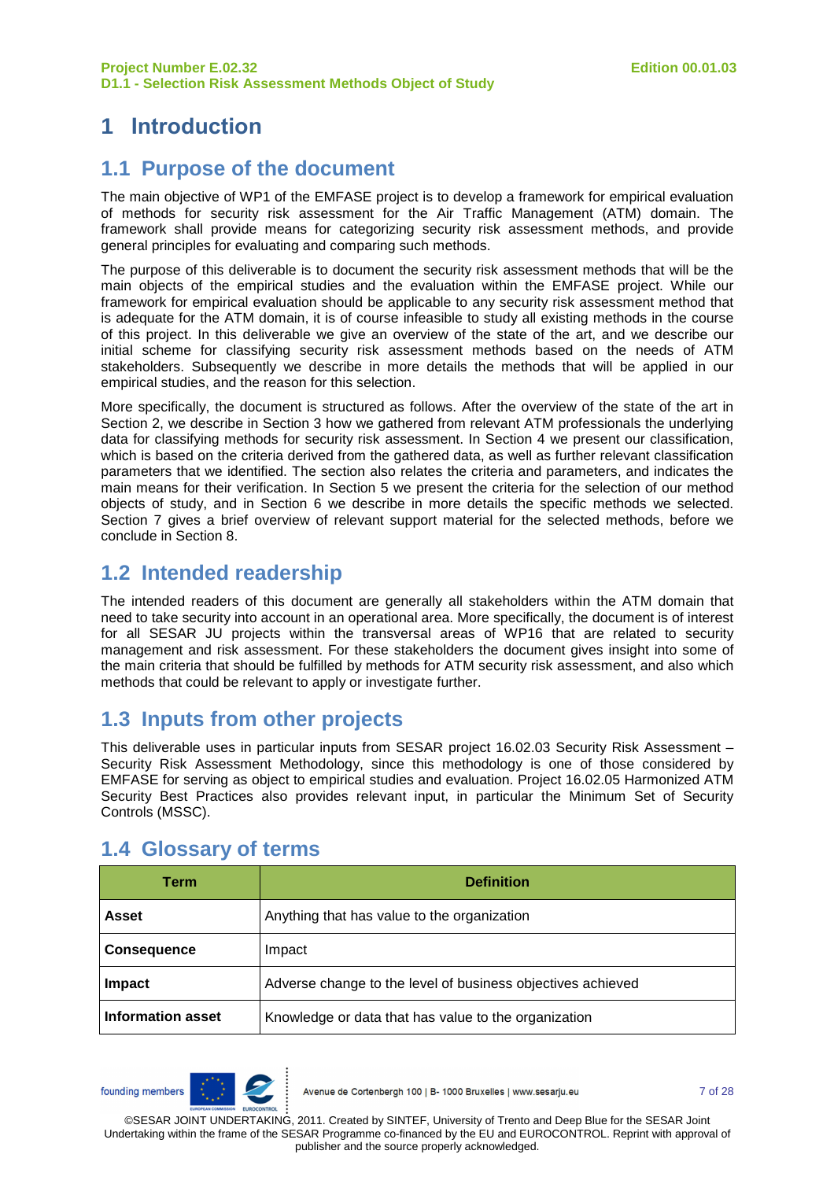# 1 Introduction

## 1.1 Purpose of the document

The main objective of WP1 of the EMFASE project is to develop a framework for empirical evaluation of methods for security risk assessment for the Air Traffic Management (ATM) domain. The framework shall provide means for categorizing security risk assessment methods, and provide general principles for evaluating and comparing such methods.

The purpose of this deliverable is to document the security risk assessment methods that will be the main objects of the empirical studies and the evaluation within the EMFASE project. While our framework for empirical evaluation should be applicable to any security risk assessment method that is adequate for the ATM domain, it is of course infeasible to study all existing methods in the course of this project. In this deliverable we give an overview of the state of the art, and we describe our initial scheme for classifying security risk assessment methods based on the needs of ATM stakeholders. Subsequently we describe in more details the methods that will be applied in our empirical studies, and the reason for this selection.

More specifically, the document is structured as follows. After the overview of the state of the art in Section 2, we describe in Section 3 how we gathered from relevant ATM professionals the underlying data for classifying methods for security risk assessment. In Section 4 we present our classification, which is based on the criteria derived from the gathered data, as well as further relevant classification parameters that we identified. The section also relates the criteria and parameters, and indicates the main means for their verification. In Section 5 we present the criteria for the selection of our method objects of study, and in Section 6 we describe in more details the specific methods we selected. Section 7 gives a brief overview of relevant support material for the selected methods, before we conclude in Section 8.

## 1.2 Intended readership

The intended readers of this document are generally all stakeholders within the ATM domain that need to take security into account in an operational area. More specifically, the document is of interest for all SESAR JU projects within the transversal areas of WP16 that are related to security management and risk assessment. For these stakeholders the document gives insight into some of the main criteria that should be fulfilled by methods for ATM security risk assessment, and also which methods that could be relevant to apply or investigate further.

## 1.3 Inputs from other projects

This deliverable uses in particular inputs from SESAR project 16.02.03 Security Risk Assessment – Security Risk Assessment Methodology, since this methodology is one of those considered by EMFASE for serving as object to empirical studies and evaluation. Project 16.02.05 Harmonized ATM Security Best Practices also provides relevant input, in particular the Minimum Set of Security Controls (MSSC).

## 1.4 Glossary of terms

| Term | Definition |
|---|---|
| **Asset** | Anything that has value to the organization |
| **Consequence** | Impact |
| **Impact** | Adverse change to the level of business objectives achieved |
| **Information asset** | Knowledge or data that has value to the organization |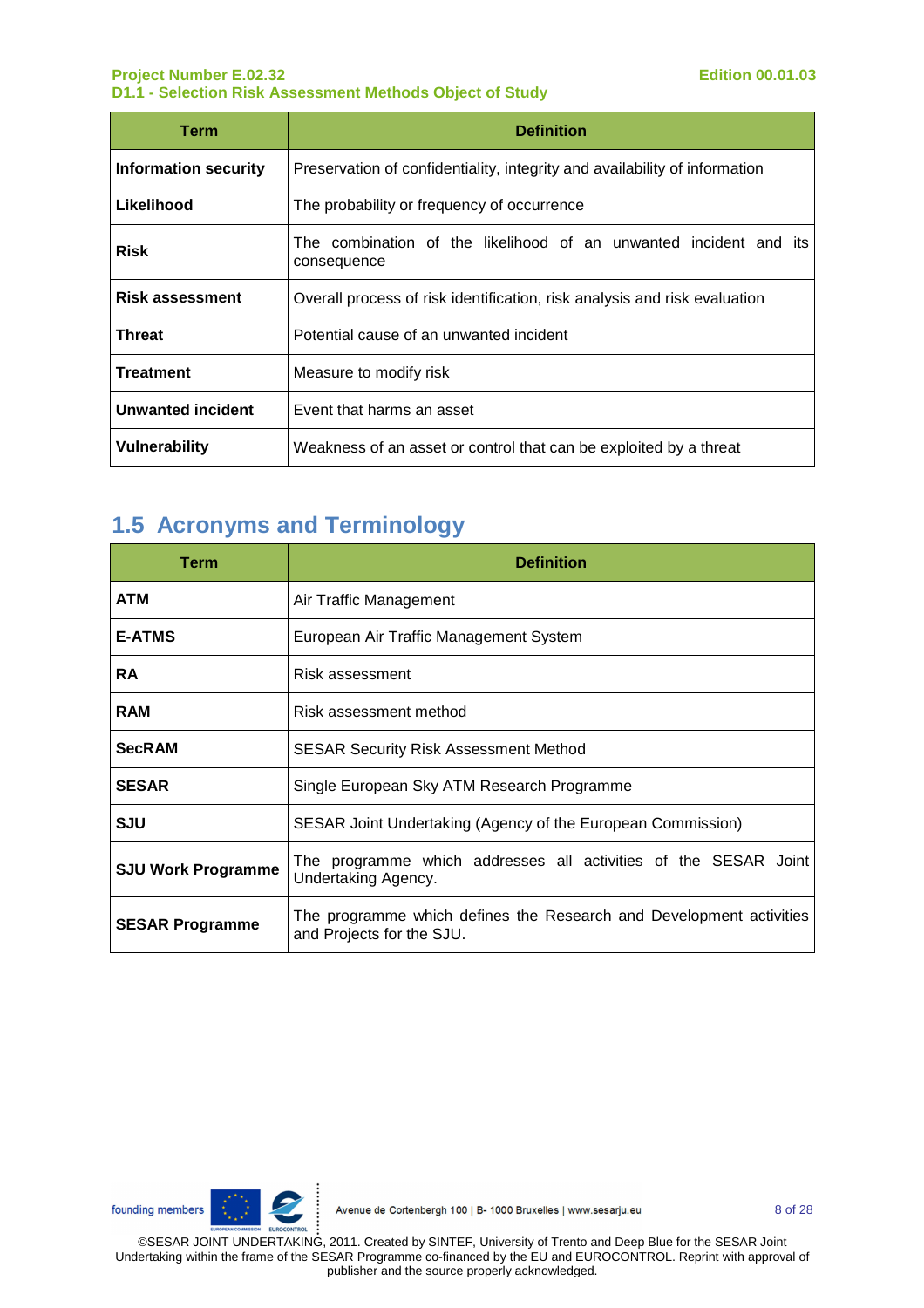| Term | Definition |
|---|---|
| **Information security** | Preservation of confidentiality, integrity and availability of information |
| **Likelihood** | The probability or frequency of occurrence |
| **Risk** | The combination of the likelihood of an unwanted incident and its consequence |
| **Risk assessment** | Overall process of risk identification, risk analysis and risk evaluation |
| **Threat** | Potential cause of an unwanted incident |
| **Treatment** | Measure to modify risk |
| **Unwanted incident** | Event that harms an asset |
| **Vulnerability** | Weakness of an asset or control that can be exploited by a threat |

## 1.5 Acronyms and Terminology

| Term | Definition |
|---|---|
| **ATM** | Air Traffic Management |
| **E-ATMS** | European Air Traffic Management System |
| **RA** | Risk assessment |
| **RAM** | Risk assessment method |
| **SecRAM** | SESAR Security Risk Assessment Method |
| **SESAR** | Single European Sky ATM Research Programme |
| **SJU** | SESAR Joint Undertaking (Agency of the European Commission) |
| **SJU Work Programme** | The programme which addresses all activities of the SESAR Joint Undertaking Agency. |
| **SESAR Programme** | The programme which defines the Research and Development activities and Projects for the SJU. |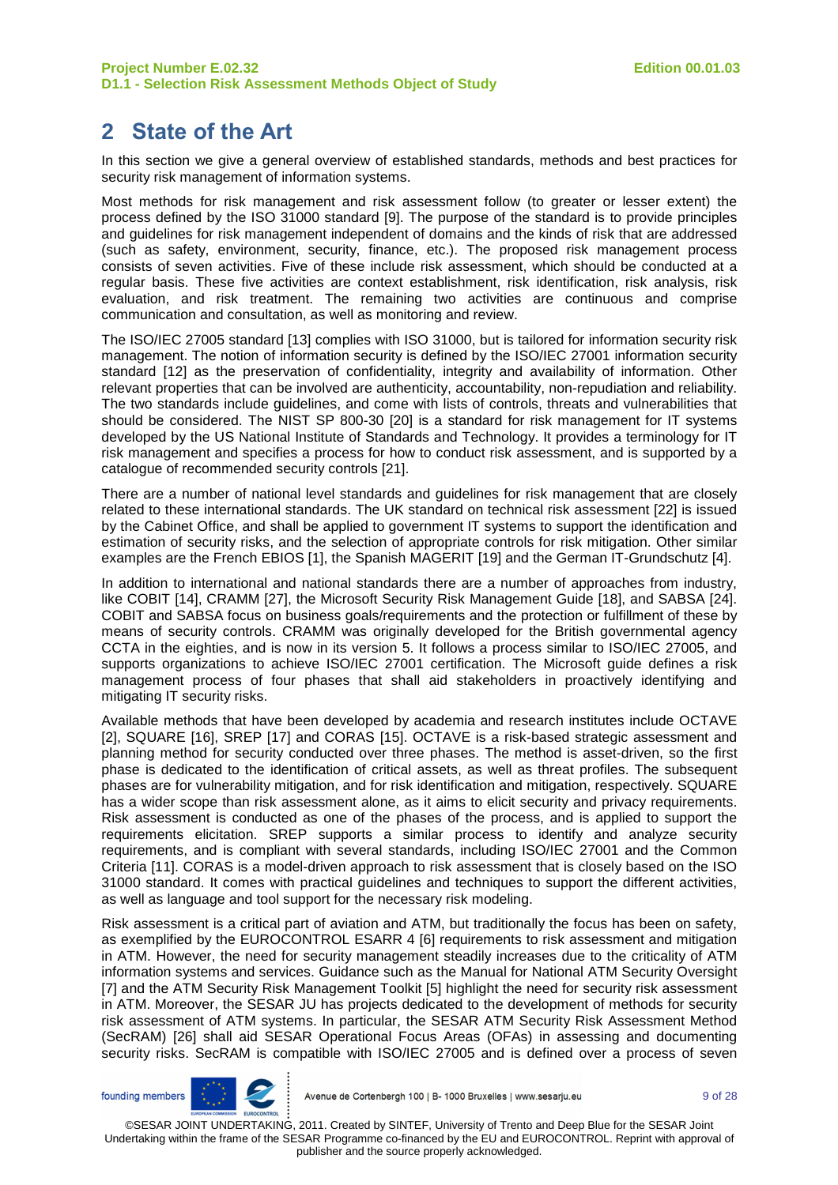# 2 State of the Art

In this section we give a general overview of established standards, methods and best practices for security risk management of information systems.

Most methods for risk management and risk assessment follow (to greater or lesser extent) the process defined by the ISO 31000 standard [9]. The purpose of the standard is to provide principles and guidelines for risk management independent of domains and the kinds of risk that are addressed (such as safety, environment, security, finance, etc.). The proposed risk management process consists of seven activities. Five of these include risk assessment, which should be conducted at a regular basis. These five activities are context establishment, risk identification, risk analysis, risk evaluation, and risk treatment. The remaining two activities are continuous and comprise communication and consultation, as well as monitoring and review.

The ISO/IEC 27005 standard [13] complies with ISO 31000, but is tailored for information security risk management. The notion of information security is defined by the ISO/IEC 27001 information security standard [12] as the preservation of confidentiality, integrity and availability of information. Other relevant properties that can be involved are authenticity, accountability, non-repudiation and reliability. The two standards include guidelines, and come with lists of controls, threats and vulnerabilities that should be considered. The NIST SP 800-30 [20] is a standard for risk management for IT systems developed by the US National Institute of Standards and Technology. It provides a terminology for IT risk management and specifies a process for how to conduct risk assessment, and is supported by a catalogue of recommended security controls [21].

There are a number of national level standards and guidelines for risk management that are closely related to these international standards. The UK standard on technical risk assessment [22] is issued by the Cabinet Office, and shall be applied to government IT systems to support the identification and estimation of security risks, and the selection of appropriate controls for risk mitigation. Other similar examples are the French EBIOS [1], the Spanish MAGERIT [19] and the German IT-Grundschutz [4].

In addition to international and national standards there are a number of approaches from industry, like COBIT [14], CRAMM [27], the Microsoft Security Risk Management Guide [18], and SABSA [24]. COBIT and SABSA focus on business goals/requirements and the protection or fulfillment of these by means of security controls. CRAMM was originally developed for the British governmental agency CCTA in the eighties, and is now in its version 5. It follows a process similar to ISO/IEC 27005, and supports organizations to achieve ISO/IEC 27001 certification. The Microsoft guide defines a risk management process of four phases that shall aid stakeholders in proactively identifying and mitigating IT security risks.

Available methods that have been developed by academia and research institutes include OCTAVE [2], SQUARE [16], SREP [17] and CORAS [15]. OCTAVE is a risk-based strategic assessment and planning method for security conducted over three phases. The method is asset-driven, so the first phase is dedicated to the identification of critical assets, as well as threat profiles. The subsequent phases are for vulnerability mitigation, and for risk identification and mitigation, respectively. SQUARE has a wider scope than risk assessment alone, as it aims to elicit security and privacy requirements. Risk assessment is conducted as one of the phases of the process, and is applied to support the requirements elicitation. SREP supports a similar process to identify and analyze security requirements, and is compliant with several standards, including ISO/IEC 27001 and the Common Criteria [11]. CORAS is a model-driven approach to risk assessment that is closely based on the ISO 31000 standard. It comes with practical guidelines and techniques to support the different activities, as well as language and tool support for the necessary risk modeling.

Risk assessment is a critical part of aviation and ATM, but traditionally the focus has been on safety, as exemplified by the EUROCONTROL ESARR 4 [6] requirements to risk assessment and mitigation in ATM. However, the need for security management steadily increases due to the criticality of ATM information systems and services. Guidance such as the Manual for National ATM Security Oversight [7] and the ATM Security Risk Management Toolkit [5] highlight the need for security risk assessment in ATM. Moreover, the SESAR JU has projects dedicated to the development of methods for security risk assessment of ATM systems. In particular, the SESAR ATM Security Risk Assessment Method (SecRAM) [26] shall aid SESAR Operational Focus Areas (OFAs) in assessing and documenting security risks. SecRAM is compatible with ISO/IEC 27005 and is defined over a process of seven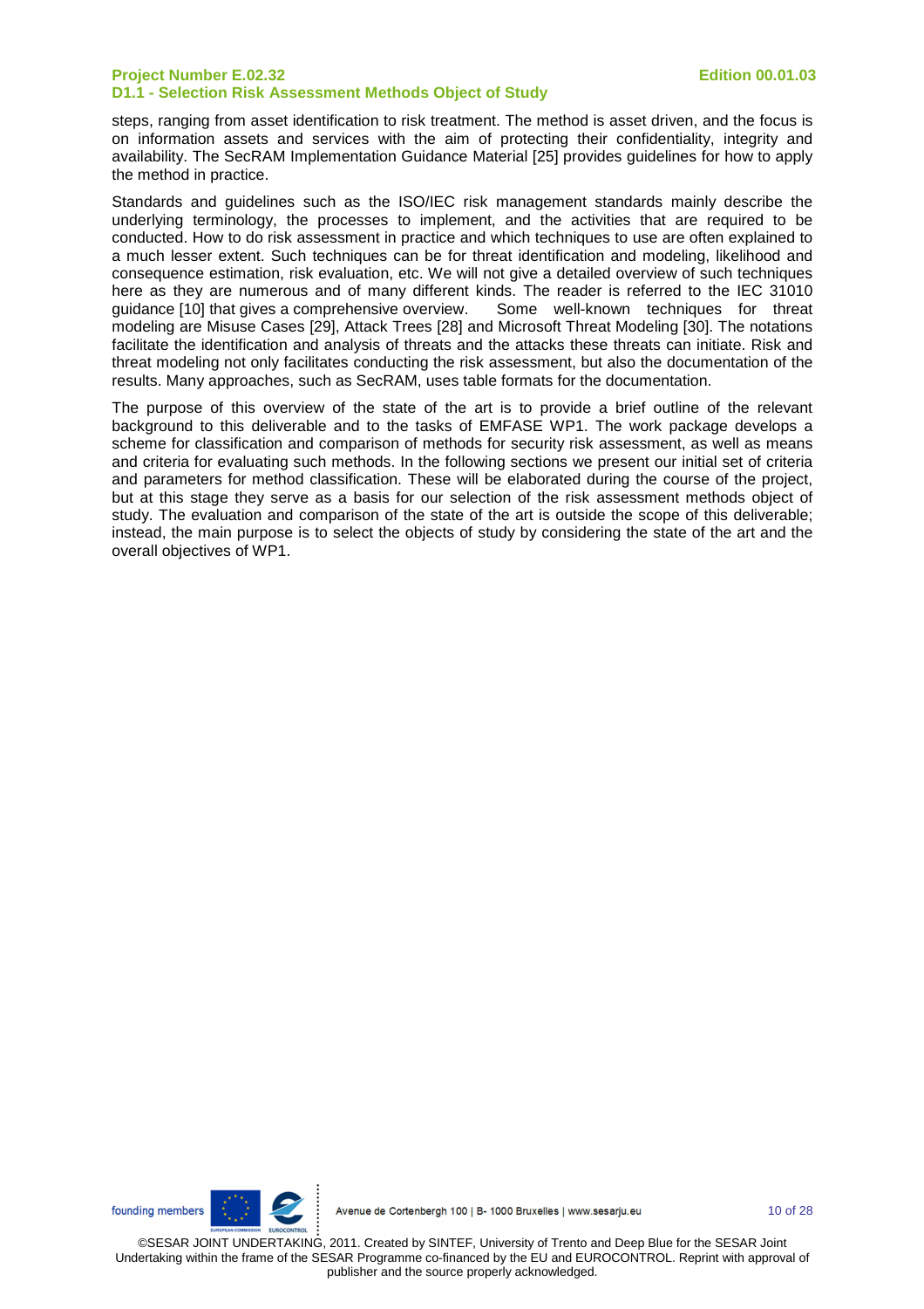steps, ranging from asset identification to risk treatment. The method is asset driven, and the focus is on information assets and services with the aim of protecting their confidentiality, integrity and availability. The SecRAM Implementation Guidance Material [25] provides guidelines for how to apply the method in practice.

Standards and guidelines such as the ISO/IEC risk management standards mainly describe the underlying terminology, the processes to implement, and the activities that are required to be conducted. How to do risk assessment in practice and which techniques to use are often explained to a much lesser extent. Such techniques can be for threat identification and modeling, likelihood and consequence estimation, risk evaluation, etc. We will not give a detailed overview of such techniques here as they are numerous and of many different kinds. The reader is referred to the IEC 31010 guidance [10] that gives a comprehensive overview. Some well-known techniques for threat modeling are Misuse Cases [29], Attack Trees [28] and Microsoft Threat Modeling [30]. The notations facilitate the identification and analysis of threats and the attacks these threats can initiate. Risk and threat modeling not only facilitates conducting the risk assessment, but also the documentation of the results. Many approaches, such as SecRAM, uses table formats for the documentation.

The purpose of this overview of the state of the art is to provide a brief outline of the relevant background to this deliverable and to the tasks of EMFASE WP1. The work package develops a scheme for classification and comparison of methods for security risk assessment, as well as means and criteria for evaluating such methods. In the following sections we present our initial set of criteria and parameters for method classification. These will be elaborated during the course of the project, but at this stage they serve as a basis for our selection of the risk assessment methods object of study. The evaluation and comparison of the state of the art is outside the scope of this deliverable; instead, the main purpose is to select the objects of study by considering the state of the art and the overall objectives of WP1.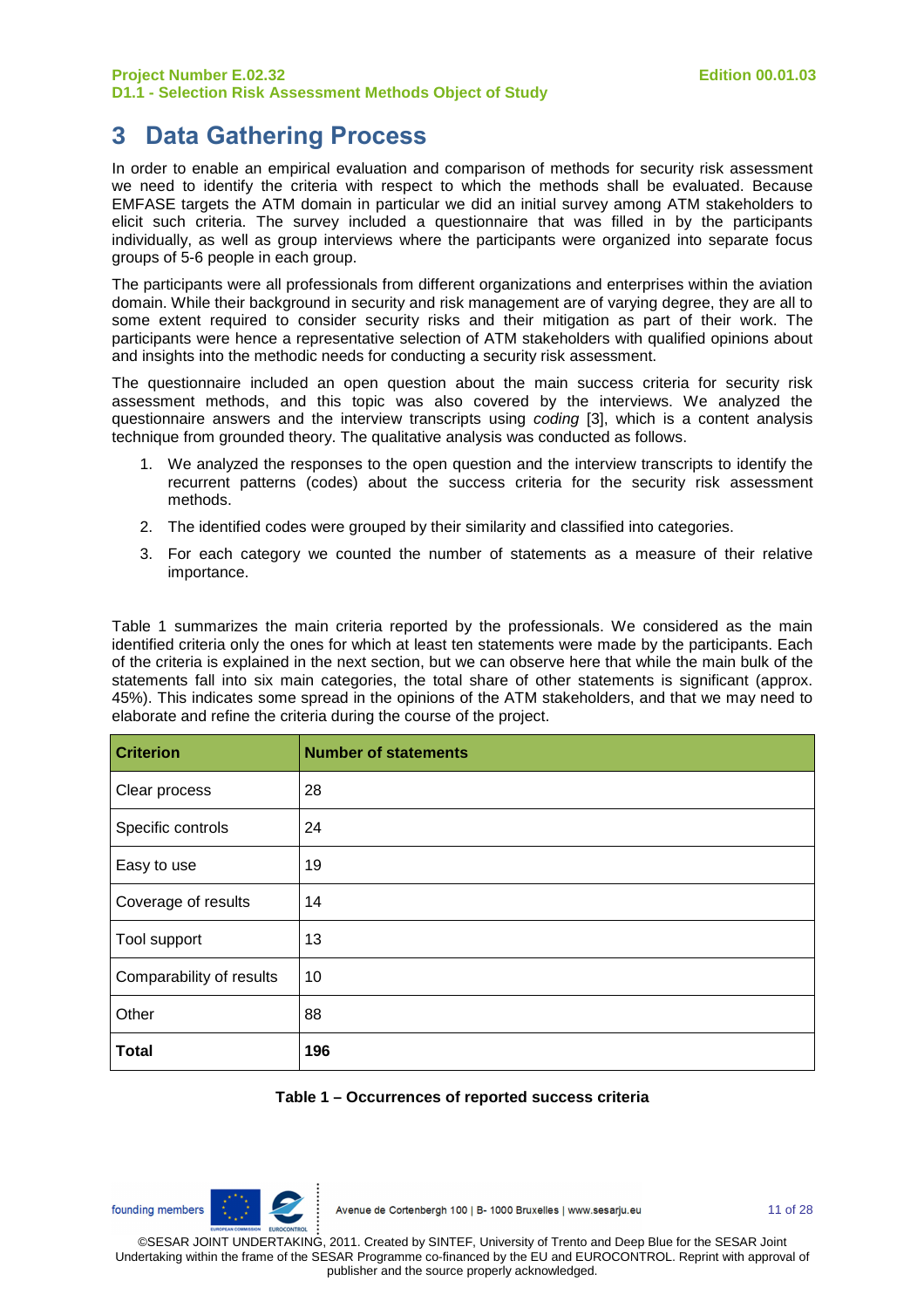# 3 Data Gathering Process

In order to enable an empirical evaluation and comparison of methods for security risk assessment we need to identify the criteria with respect to which the methods shall be evaluated. Because EMFASE targets the ATM domain in particular we did an initial survey among ATM stakeholders to elicit such criteria. The survey included a questionnaire that was filled in by the participants individually, as well as group interviews where the participants were organized into separate focus groups of 5-6 people in each group.

The participants were all professionals from different organizations and enterprises within the aviation domain. While their background in security and risk management are of varying degree, they are all to some extent required to consider security risks and their mitigation as part of their work. The participants were hence a representative selection of ATM stakeholders with qualified opinions about and insights into the methodic needs for conducting a security risk assessment.

The questionnaire included an open question about the main success criteria for security risk assessment methods, and this topic was also covered by the interviews. We analyzed the questionnaire answers and the interview transcripts using *coding* [3], which is a content analysis technique from grounded theory. The qualitative analysis was conducted as follows.

1. We analyzed the responses to the open question and the interview transcripts to identify the recurrent patterns (codes) about the success criteria for the security risk assessment methods.
2. The identified codes were grouped by their similarity and classified into categories.
3. For each category we counted the number of statements as a measure of their relative importance.

Table 1 summarizes the main criteria reported by the professionals. We considered as the main identified criteria only the ones for which at least ten statements were made by the participants. Each of the criteria is explained in the next section, but we can observe here that while the main bulk of the statements fall into six main categories, the total share of other statements is significant (approx. 45%). This indicates some spread in the opinions of the ATM stakeholders, and that we may need to elaborate and refine the criteria during the course of the project.

| Criterion | Number of statements |
|---|---|
| Clear process | 28 |
| Specific controls | 24 |
| Easy to use | 19 |
| Coverage of results | 14 |
| Tool support | 13 |
| Comparability of results | 10 |
| Other | 88 |
| **Total** | **196** |

**Table 1 – Occurrences of reported success criteria**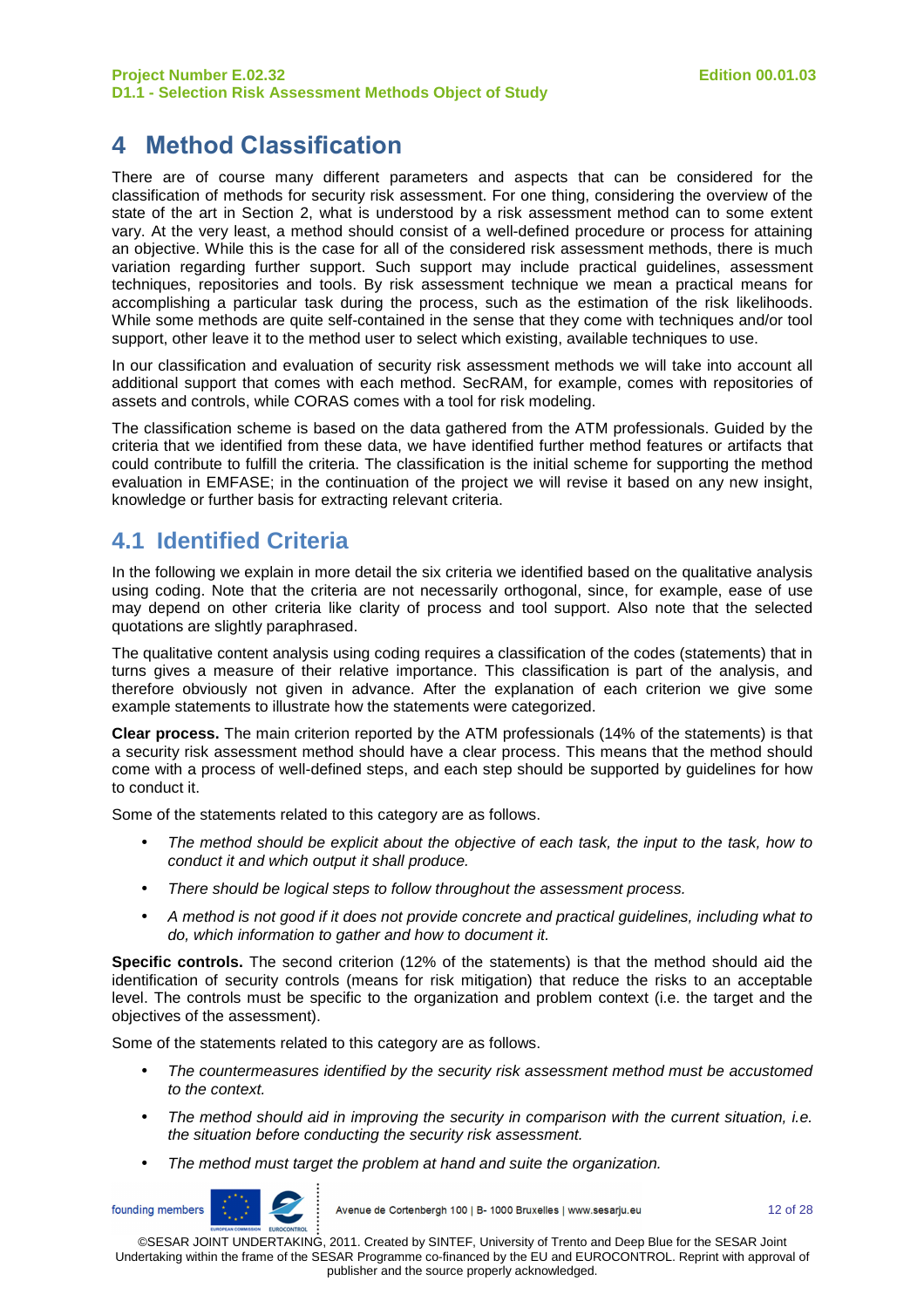# 4 Method Classification

There are of course many different parameters and aspects that can be considered for the classification of methods for security risk assessment. For one thing, considering the overview of the state of the art in Section 2, what is understood by a risk assessment method can to some extent vary. At the very least, a method should consist of a well-defined procedure or process for attaining an objective. While this is the case for all of the considered risk assessment methods, there is much variation regarding further support. Such support may include practical guidelines, assessment techniques, repositories and tools. By risk assessment technique we mean a practical means for accomplishing a particular task during the process, such as the estimation of the risk likelihoods. While some methods are quite self-contained in the sense that they come with techniques and/or tool support, other leave it to the method user to select which existing, available techniques to use.

In our classification and evaluation of security risk assessment methods we will take into account all additional support that comes with each method. SecRAM, for example, comes with repositories of assets and controls, while CORAS comes with a tool for risk modeling.

The classification scheme is based on the data gathered from the ATM professionals. Guided by the criteria that we identified from these data, we have identified further method features or artifacts that could contribute to fulfill the criteria. The classification is the initial scheme for supporting the method evaluation in EMFASE; in the continuation of the project we will revise it based on any new insight, knowledge or further basis for extracting relevant criteria.

## 4.1 Identified Criteria

In the following we explain in more detail the six criteria we identified based on the qualitative analysis using coding. Note that the criteria are not necessarily orthogonal, since, for example, ease of use may depend on other criteria like clarity of process and tool support. Also note that the selected quotations are slightly paraphrased.

The qualitative content analysis using coding requires a classification of the codes (statements) that in turns gives a measure of their relative importance. This classification is part of the analysis, and therefore obviously not given in advance. After the explanation of each criterion we give some example statements to illustrate how the statements were categorized.

**Clear process.** The main criterion reported by the ATM professionals (14% of the statements) is that a security risk assessment method should have a clear process. This means that the method should come with a process of well-defined steps, and each step should be supported by guidelines for how to conduct it.

Some of the statements related to this category are as follows.

- *The method should be explicit about the objective of each task, the input to the task, how to conduct it and which output it shall produce.*
- *There should be logical steps to follow throughout the assessment process.*
- *A method is not good if it does not provide concrete and practical guidelines, including what to do, which information to gather and how to document it.*

**Specific controls.** The second criterion (12% of the statements) is that the method should aid the identification of security controls (means for risk mitigation) that reduce the risks to an acceptable level. The controls must be specific to the organization and problem context (i.e. the target and the objectives of the assessment).

Some of the statements related to this category are as follows.

- *The countermeasures identified by the security risk assessment method must be accustomed to the context.*
- *The method should aid in improving the security in comparison with the current situation, i.e. the situation before conducting the security risk assessment.*
- *The method must target the problem at hand and suite the organization.*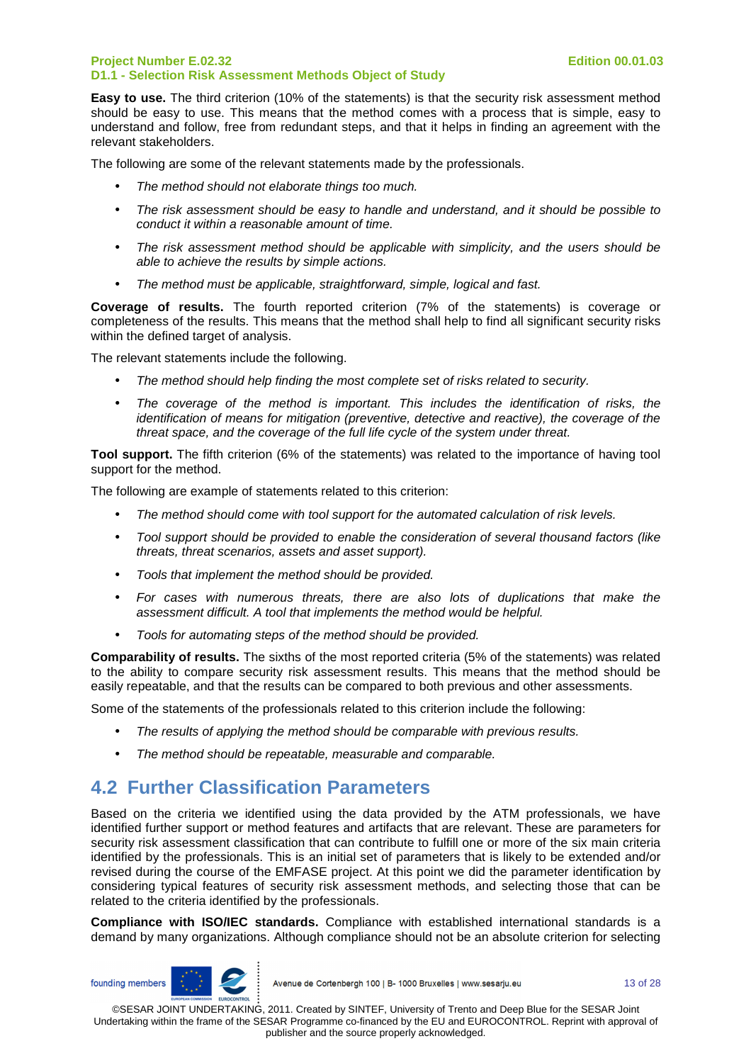**Easy to use.** The third criterion (10% of the statements) is that the security risk assessment method should be easy to use. This means that the method comes with a process that is simple, easy to understand and follow, free from redundant steps, and that it helps in finding an agreement with the relevant stakeholders.

The following are some of the relevant statements made by the professionals.

- *The method should not elaborate things too much.*
- *The risk assessment should be easy to handle and understand, and it should be possible to conduct it within a reasonable amount of time.*
- *The risk assessment method should be applicable with simplicity, and the users should be able to achieve the results by simple actions.*
- *The method must be applicable, straightforward, simple, logical and fast.*

**Coverage of results.** The fourth reported criterion (7% of the statements) is coverage or completeness of the results. This means that the method shall help to find all significant security risks within the defined target of analysis.

The relevant statements include the following.

- *The method should help finding the most complete set of risks related to security.*
- *The coverage of the method is important. This includes the identification of risks, the identification of means for mitigation (preventive, detective and reactive), the coverage of the threat space, and the coverage of the full life cycle of the system under threat.*

**Tool support.** The fifth criterion (6% of the statements) was related to the importance of having tool support for the method.

The following are example of statements related to this criterion:

- *The method should come with tool support for the automated calculation of risk levels.*
- *Tool support should be provided to enable the consideration of several thousand factors (like threats, threat scenarios, assets and asset support).*
- *Tools that implement the method should be provided.*
- *For cases with numerous threats, there are also lots of duplications that make the assessment difficult. A tool that implements the method would be helpful.*
- *Tools for automating steps of the method should be provided.*

**Comparability of results.** The sixths of the most reported criteria (5% of the statements) was related to the ability to compare security risk assessment results. This means that the method should be easily repeatable, and that the results can be compared to both previous and other assessments.

Some of the statements of the professionals related to this criterion include the following:

- *The results of applying the method should be comparable with previous results.*
- *The method should be repeatable, measurable and comparable.*

## 4.2 Further Classification Parameters

Based on the criteria we identified using the data provided by the ATM professionals, we have identified further support or method features and artifacts that are relevant. These are parameters for security risk assessment classification that can contribute to fulfill one or more of the six main criteria identified by the professionals. This is an initial set of parameters that is likely to be extended and/or revised during the course of the EMFASE project. At this point we did the parameter identification by considering typical features of security risk assessment methods, and selecting those that can be related to the criteria identified by the professionals.

**Compliance with ISO/IEC standards.** Compliance with established international standards is a demand by many organizations. Although compliance should not be an absolute criterion for selecting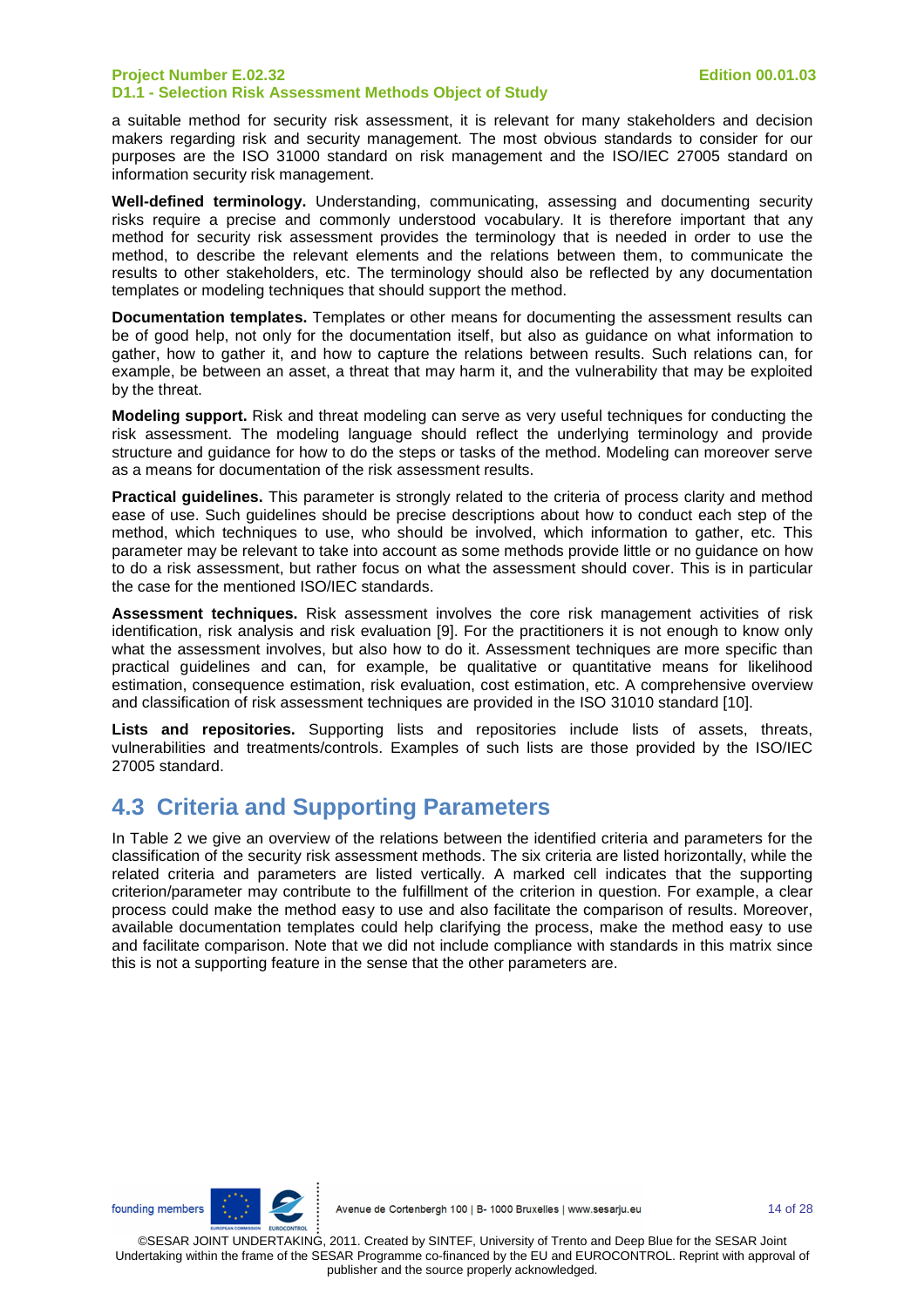a suitable method for security risk assessment, it is relevant for many stakeholders and decision makers regarding risk and security management. The most obvious standards to consider for our purposes are the ISO 31000 standard on risk management and the ISO/IEC 27005 standard on information security risk management.

**Well-defined terminology.** Understanding, communicating, assessing and documenting security risks require a precise and commonly understood vocabulary. It is therefore important that any method for security risk assessment provides the terminology that is needed in order to use the method, to describe the relevant elements and the relations between them, to communicate the results to other stakeholders, etc. The terminology should also be reflected by any documentation templates or modeling techniques that should support the method.

**Documentation templates.** Templates or other means for documenting the assessment results can be of good help, not only for the documentation itself, but also as guidance on what information to gather, how to gather it, and how to capture the relations between results. Such relations can, for example, be between an asset, a threat that may harm it, and the vulnerability that may be exploited by the threat.

**Modeling support.** Risk and threat modeling can serve as very useful techniques for conducting the risk assessment. The modeling language should reflect the underlying terminology and provide structure and guidance for how to do the steps or tasks of the method. Modeling can moreover serve as a means for documentation of the risk assessment results.

**Practical guidelines.** This parameter is strongly related to the criteria of process clarity and method ease of use. Such guidelines should be precise descriptions about how to conduct each step of the method, which techniques to use, who should be involved, which information to gather, etc. This parameter may be relevant to take into account as some methods provide little or no guidance on how to do a risk assessment, but rather focus on what the assessment should cover. This is in particular the case for the mentioned ISO/IEC standards.

**Assessment techniques.** Risk assessment involves the core risk management activities of risk identification, risk analysis and risk evaluation [9]. For the practitioners it is not enough to know only what the assessment involves, but also how to do it. Assessment techniques are more specific than practical guidelines and can, for example, be qualitative or quantitative means for likelihood estimation, consequence estimation, risk evaluation, cost estimation, etc. A comprehensive overview and classification of risk assessment techniques are provided in the ISO 31010 standard [10].

**Lists and repositories.** Supporting lists and repositories include lists of assets, threats, vulnerabilities and treatments/controls. Examples of such lists are those provided by the ISO/IEC 27005 standard.

## 4.3 Criteria and Supporting Parameters

In Table 2 we give an overview of the relations between the identified criteria and parameters for the classification of the security risk assessment methods. The six criteria are listed horizontally, while the related criteria and parameters are listed vertically. A marked cell indicates that the supporting criterion/parameter may contribute to the fulfillment of the criterion in question. For example, a clear process could make the method easy to use and also facilitate the comparison of results. Moreover, available documentation templates could help clarifying the process, make the method easy to use and facilitate comparison. Note that we did not include compliance with standards in this matrix since this is not a supporting feature in the sense that the other parameters are.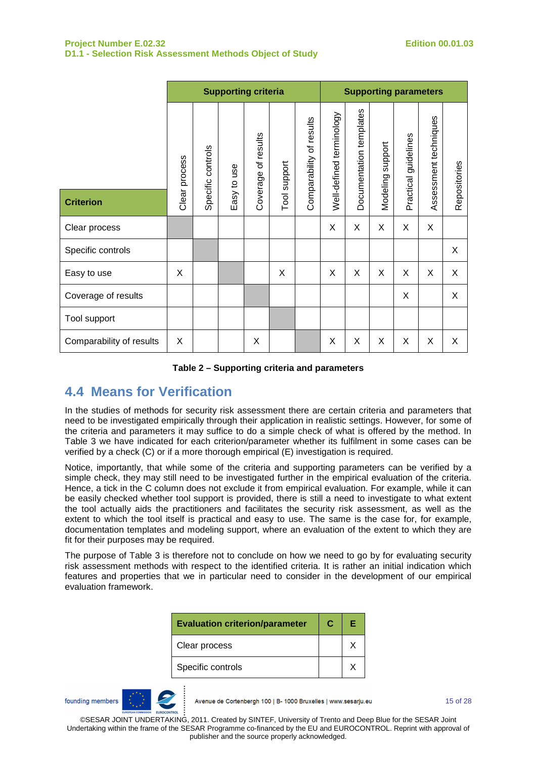| Criterion | Supporting criteria | | | | | | Supporting parameters | | | | | |
|---|---|---|---|---|---|---|---|---|---|---|---|---|
| | Clear process | Specific controls | Easy to use | Coverage of results | Tool support | Comparability of results | Well-defined terminology | Documentation templates | Modeling support | Practical guidelines | Assessment techniques | Repositories |
| Clear process | | | | | | | X | X | X | X | X | |
| Specific controls | | | | | | | | | | | | X |
| Easy to use | X | | | | X | | X | X | X | X | X | X |
| Coverage of results | | | | | | | | | | X | | X |
| Tool support | | | | | | | | | | | | |
| Comparability of results | X | | | X | | | X | X | X | X | X | X |

**Table 2 – Supporting criteria and parameters**

## 4.4 Means for Verification

In the studies of methods for security risk assessment there are certain criteria and parameters that need to be investigated empirically through their application in realistic settings. However, for some of the criteria and parameters it may suffice to do a simple check of what is offered by the method. In Table 3 we have indicated for each criterion/parameter whether its fulfilment in some cases can be verified by a check (C) or if a more thorough empirical (E) investigation is required.

Notice, importantly, that while some of the criteria and supporting parameters can be verified by a simple check, they may still need to be investigated further in the empirical evaluation of the criteria. Hence, a tick in the C column does not exclude it from empirical evaluation. For example, while it can be easily checked whether tool support is provided, there is still a need to investigate to what extent the tool actually aids the practitioners and facilitates the security risk assessment, as well as the extent to which the tool itself is practical and easy to use. The same is the case for, for example, documentation templates and modeling support, where an evaluation of the extent to which they are fit for their purposes may be required.

The purpose of Table 3 is therefore not to conclude on how we need to go by for evaluating security risk assessment methods with respect to the identified criteria. It is rather an initial indication which features and properties that we in particular need to consider in the development of our empirical evaluation framework.

| Evaluation criterion/parameter | C | E |
|---|---|---|
| Clear process | | X |
| Specific controls | | X |

©SESAR JOINT UNDERTAKING, 2011. Created by SINTEF, University of Trento and Deep Blue for the SESAR Joint Undertaking within the frame of the SESAR Programme co-financed by the EU and EUROCONTROL. Reprint with approval of publisher and the source properly acknowledged.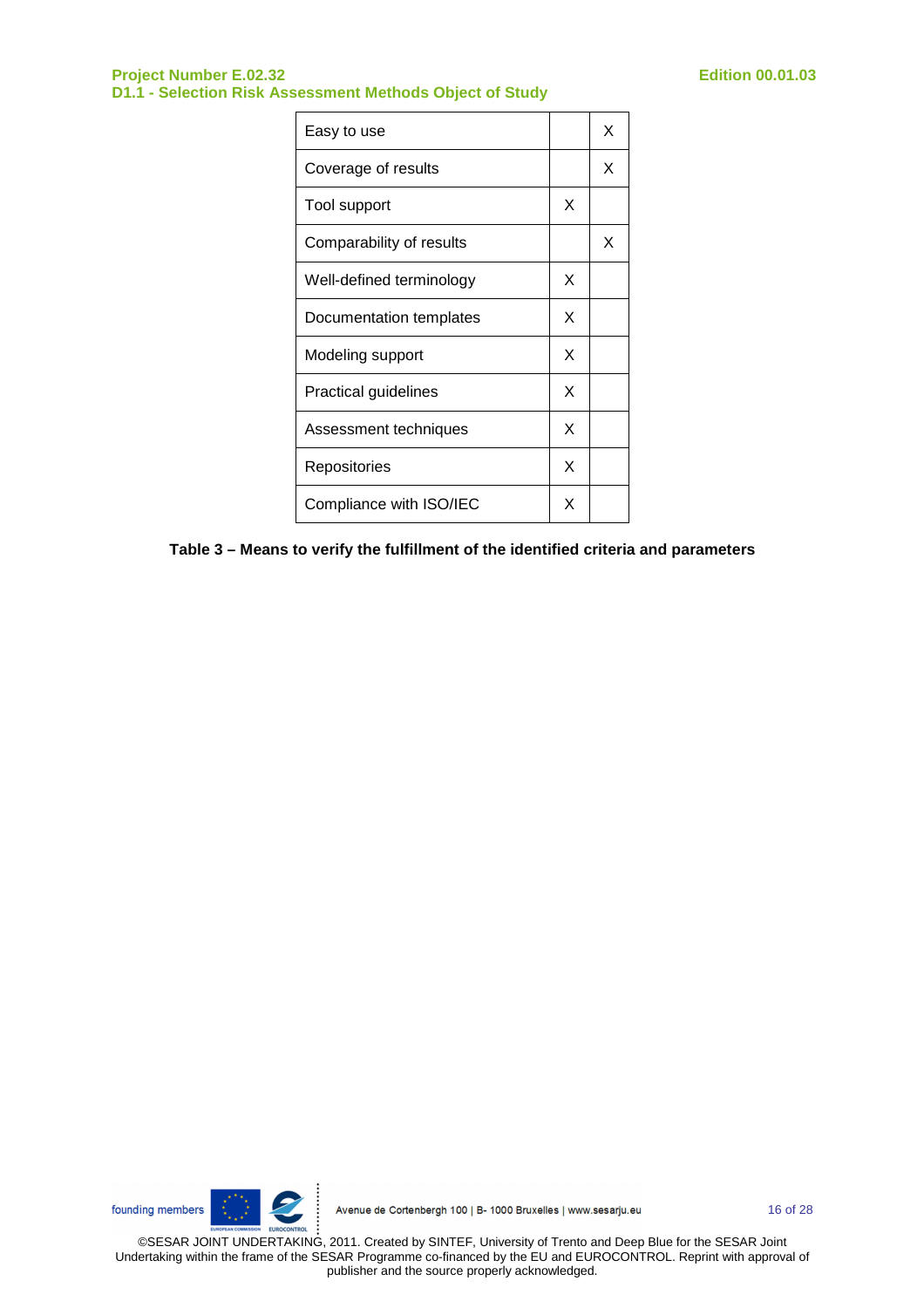| | | |
|---|---|---|
| Easy to use | | X |
| Coverage of results | | X |
| Tool support | X | |
| Comparability of results | | X |
| Well-defined terminology | X | |
| Documentation templates | X | |
| Modeling support | X | |
| Practical guidelines | X | |
| Assessment techniques | X | |
| Repositories | X | |
| Compliance with ISO/IEC | X | |

**Table 3 – Means to verify the fulfillment of the identified criteria and parameters**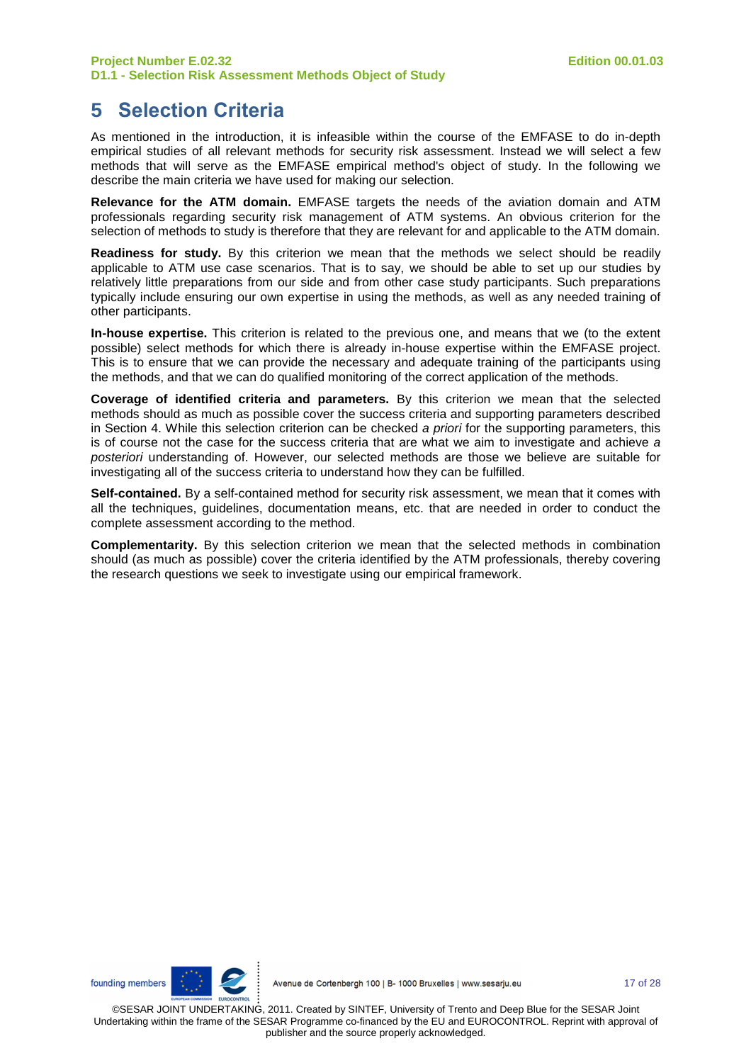# 5 Selection Criteria

As mentioned in the introduction, it is infeasible within the course of the EMFASE to do in-depth empirical studies of all relevant methods for security risk assessment. Instead we will select a few methods that will serve as the EMFASE empirical method's object of study. In the following we describe the main criteria we have used for making our selection.

**Relevance for the ATM domain.** EMFASE targets the needs of the aviation domain and ATM professionals regarding security risk management of ATM systems. An obvious criterion for the selection of methods to study is therefore that they are relevant for and applicable to the ATM domain.

**Readiness for study.** By this criterion we mean that the methods we select should be readily applicable to ATM use case scenarios. That is to say, we should be able to set up our studies by relatively little preparations from our side and from other case study participants. Such preparations typically include ensuring our own expertise in using the methods, as well as any needed training of other participants.

**In-house expertise.** This criterion is related to the previous one, and means that we (to the extent possible) select methods for which there is already in-house expertise within the EMFASE project. This is to ensure that we can provide the necessary and adequate training of the participants using the methods, and that we can do qualified monitoring of the correct application of the methods.

**Coverage of identified criteria and parameters.** By this criterion we mean that the selected methods should as much as possible cover the success criteria and supporting parameters described in Section 4. While this selection criterion can be checked *a priori* for the supporting parameters, this is of course not the case for the success criteria that are what we aim to investigate and achieve *a posteriori* understanding of. However, our selected methods are those we believe are suitable for investigating all of the success criteria to understand how they can be fulfilled.

**Self-contained.** By a self-contained method for security risk assessment, we mean that it comes with all the techniques, guidelines, documentation means, etc. that are needed in order to conduct the complete assessment according to the method.

**Complementarity.** By this selection criterion we mean that the selected methods in combination should (as much as possible) cover the criteria identified by the ATM professionals, thereby covering the research questions we seek to investigate using our empirical framework.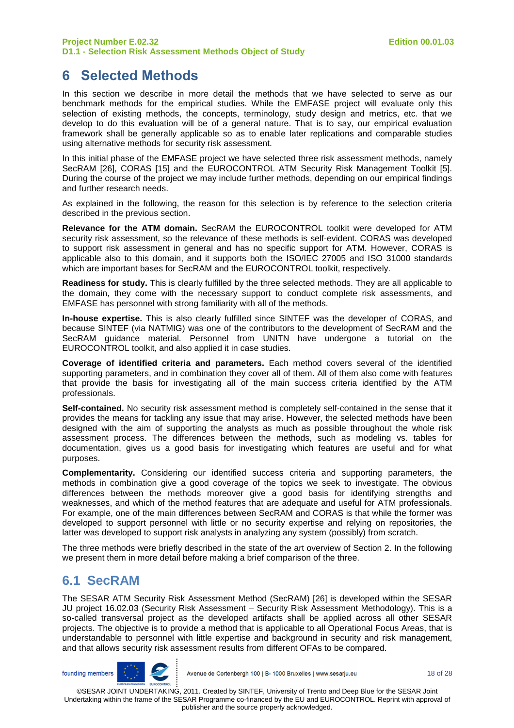# 6 Selected Methods

In this section we describe in more detail the methods that we have selected to serve as our benchmark methods for the empirical studies. While the EMFASE project will evaluate only this selection of existing methods, the concepts, terminology, study design and metrics, etc. that we develop to do this evaluation will be of a general nature. That is to say, our empirical evaluation framework shall be generally applicable so as to enable later replications and comparable studies using alternative methods for security risk assessment.

In this initial phase of the EMFASE project we have selected three risk assessment methods, namely SecRAM [26], CORAS [15] and the EUROCONTROL ATM Security Risk Management Toolkit [5]. During the course of the project we may include further methods, depending on our empirical findings and further research needs.

As explained in the following, the reason for this selection is by reference to the selection criteria described in the previous section.

**Relevance for the ATM domain.** SecRAM the EUROCONTROL toolkit were developed for ATM security risk assessment, so the relevance of these methods is self-evident. CORAS was developed to support risk assessment in general and has no specific support for ATM. However, CORAS is applicable also to this domain, and it supports both the ISO/IEC 27005 and ISO 31000 standards which are important bases for SecRAM and the EUROCONTROL toolkit, respectively.

**Readiness for study.** This is clearly fulfilled by the three selected methods. They are all applicable to the domain, they come with the necessary support to conduct complete risk assessments, and EMFASE has personnel with strong familiarity with all of the methods.

**In-house expertise.** This is also clearly fulfilled since SINTEF was the developer of CORAS, and because SINTEF (via NATMIG) was one of the contributors to the development of SecRAM and the SecRAM guidance material. Personnel from UNITN have undergone a tutorial on the EUROCONTROL toolkit, and also applied it in case studies.

**Coverage of identified criteria and parameters.** Each method covers several of the identified supporting parameters, and in combination they cover all of them. All of them also come with features that provide the basis for investigating all of the main success criteria identified by the ATM professionals.

**Self-contained.** No security risk assessment method is completely self-contained in the sense that it provides the means for tackling any issue that may arise. However, the selected methods have been designed with the aim of supporting the analysts as much as possible throughout the whole risk assessment process. The differences between the methods, such as modeling vs. tables for documentation, gives us a good basis for investigating which features are useful and for what purposes.

**Complementarity.** Considering our identified success criteria and supporting parameters, the methods in combination give a good coverage of the topics we seek to investigate. The obvious differences between the methods moreover give a good basis for identifying strengths and weaknesses, and which of the method features that are adequate and useful for ATM professionals. For example, one of the main differences between SecRAM and CORAS is that while the former was developed to support personnel with little or no security expertise and relying on repositories, the latter was developed to support risk analysts in analyzing any system (possibly) from scratch.

The three methods were briefly described in the state of the art overview of Section 2. In the following we present them in more detail before making a brief comparison of the three.

## 6.1 SecRAM

The SESAR ATM Security Risk Assessment Method (SecRAM) [26] is developed within the SESAR JU project 16.02.03 (Security Risk Assessment – Security Risk Assessment Methodology). This is a so-called transversal project as the developed artifacts shall be applied across all other SESAR projects. The objective is to provide a method that is applicable to all Operational Focus Areas, that is understandable to personnel with little expertise and background in security and risk management, and that allows security risk assessment results from different OFAs to be compared.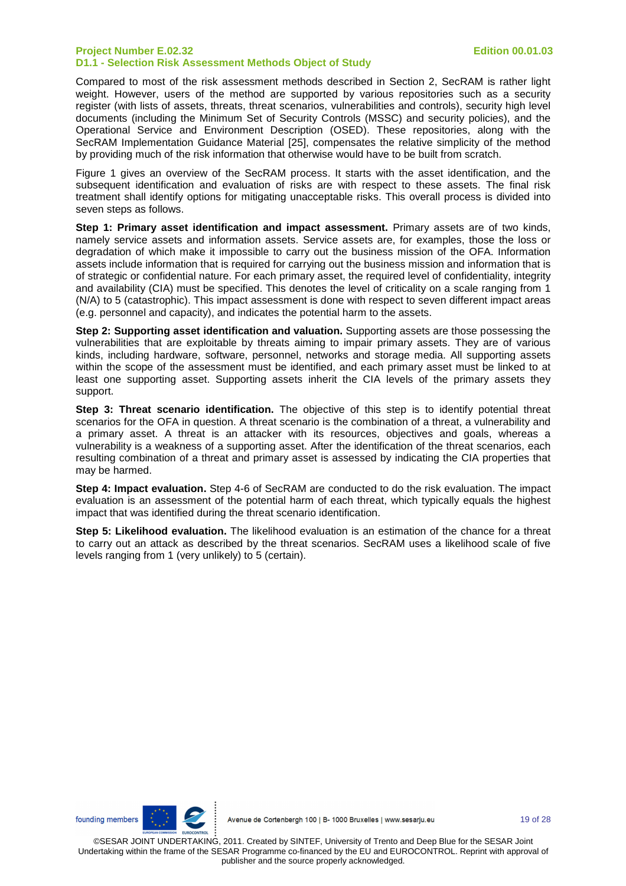Compared to most of the risk assessment methods described in Section 2, SecRAM is rather light weight. However, users of the method are supported by various repositories such as a security register (with lists of assets, threats, threat scenarios, vulnerabilities and controls), security high level documents (including the Minimum Set of Security Controls (MSSC) and security policies), and the Operational Service and Environment Description (OSED). These repositories, along with the SecRAM Implementation Guidance Material [25], compensates the relative simplicity of the method by providing much of the risk information that otherwise would have to be built from scratch.

Figure 1 gives an overview of the SecRAM process. It starts with the asset identification, and the subsequent identification and evaluation of risks are with respect to these assets. The final risk treatment shall identify options for mitigating unacceptable risks. This overall process is divided into seven steps as follows.

**Step 1: Primary asset identification and impact assessment.** Primary assets are of two kinds, namely service assets and information assets. Service assets are, for examples, those the loss or degradation of which make it impossible to carry out the business mission of the OFA. Information assets include information that is required for carrying out the business mission and information that is of strategic or confidential nature. For each primary asset, the required level of confidentiality, integrity and availability (CIA) must be specified. This denotes the level of criticality on a scale ranging from 1 (N/A) to 5 (catastrophic). This impact assessment is done with respect to seven different impact areas (e.g. personnel and capacity), and indicates the potential harm to the assets.

**Step 2: Supporting asset identification and valuation.** Supporting assets are those possessing the vulnerabilities that are exploitable by threats aiming to impair primary assets. They are of various kinds, including hardware, software, personnel, networks and storage media. All supporting assets within the scope of the assessment must be identified, and each primary asset must be linked to at least one supporting asset. Supporting assets inherit the CIA levels of the primary assets they support.

**Step 3: Threat scenario identification.** The objective of this step is to identify potential threat scenarios for the OFA in question. A threat scenario is the combination of a threat, a vulnerability and a primary asset. A threat is an attacker with its resources, objectives and goals, whereas a vulnerability is a weakness of a supporting asset. After the identification of the threat scenarios, each resulting combination of a threat and primary asset is assessed by indicating the CIA properties that may be harmed.

**Step 4: Impact evaluation.** Step 4-6 of SecRAM are conducted to do the risk evaluation. The impact evaluation is an assessment of the potential harm of each threat, which typically equals the highest impact that was identified during the threat scenario identification.

**Step 5: Likelihood evaluation.** The likelihood evaluation is an estimation of the chance for a threat to carry out an attack as described by the threat scenarios. SecRAM uses a likelihood scale of five levels ranging from 1 (very unlikely) to 5 (certain).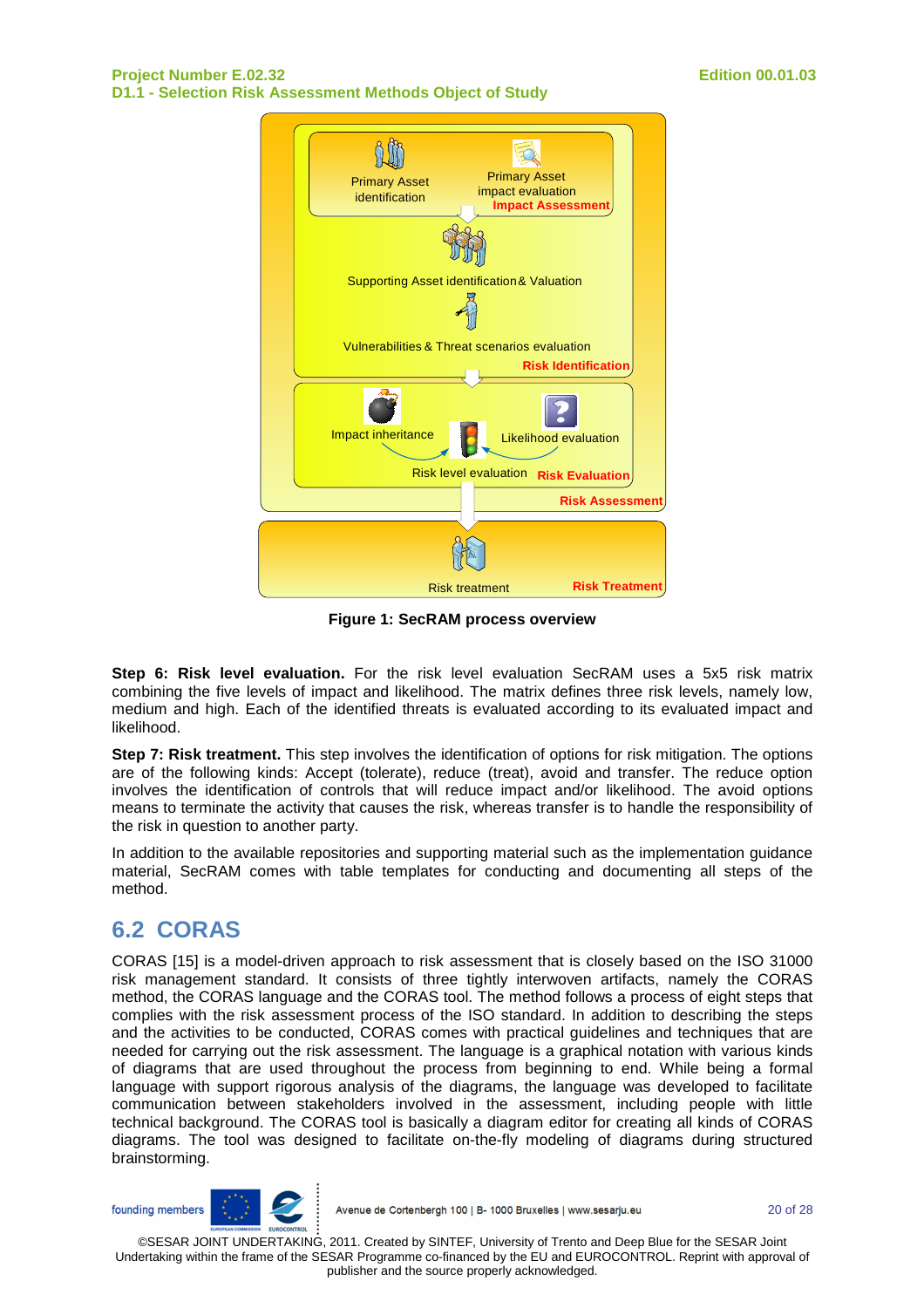Figure 1: SecRAM process overview

**Step 6: Risk level evaluation.** For the risk level evaluation SecRAM uses a 5x5 risk matrix combining the five levels of impact and likelihood. The matrix defines three risk levels, namely low, medium and high. Each of the identified threats is evaluated according to its evaluated impact and likelihood.

**Step 7: Risk treatment.** This step involves the identification of options for risk mitigation. The options are of the following kinds: Accept (tolerate), reduce (treat), avoid and transfer. The reduce option involves the identification of controls that will reduce impact and/or likelihood. The avoid options means to terminate the activity that causes the risk, whereas transfer is to handle the responsibility of the risk in question to another party.

In addition to the available repositories and supporting material such as the implementation guidance material, SecRAM comes with table templates for conducting and documenting all steps of the method.

## 6.2 CORAS

CORAS [15] is a model-driven approach to risk assessment that is closely based on the ISO 31000 risk management standard. It consists of three tightly interwoven artifacts, namely the CORAS method, the CORAS language and the CORAS tool. The method follows a process of eight steps that complies with the risk assessment process of the ISO standard. In addition to describing the steps and the activities to be conducted, CORAS comes with practical guidelines and techniques that are needed for carrying out the risk assessment. The language is a graphical notation with various kinds of diagrams that are used throughout the process from beginning to end. While being a formal language with support rigorous analysis of the diagrams, the language was developed to facilitate communication between stakeholders involved in the assessment, including people with little technical background. The CORAS tool is basically a diagram editor for creating all kinds of CORAS diagrams. The tool was designed to facilitate on-the-fly modeling of diagrams during structured brainstorming.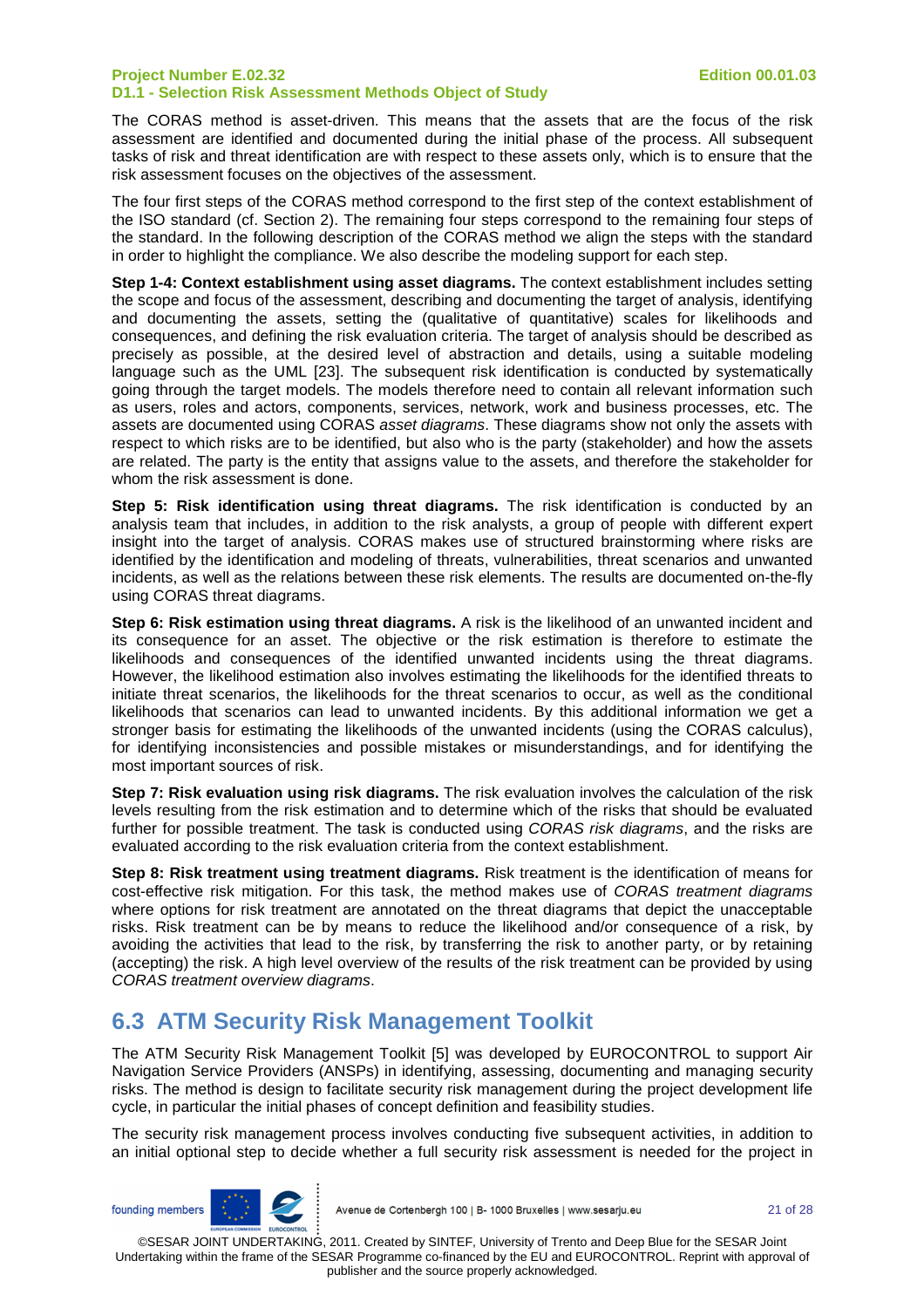The CORAS method is asset-driven. This means that the assets that are the focus of the risk assessment are identified and documented during the initial phase of the process. All subsequent tasks of risk and threat identification are with respect to these assets only, which is to ensure that the risk assessment focuses on the objectives of the assessment.

The four first steps of the CORAS method correspond to the first step of the context establishment of the ISO standard (cf. Section 2). The remaining four steps correspond to the remaining four steps of the standard. In the following description of the CORAS method we align the steps with the standard in order to highlight the compliance. We also describe the modeling support for each step.

**Step 1-4: Context establishment using asset diagrams.** The context establishment includes setting the scope and focus of the assessment, describing and documenting the target of analysis, identifying and documenting the assets, setting the (qualitative of quantitative) scales for likelihoods and consequences, and defining the risk evaluation criteria. The target of analysis should be described as precisely as possible, at the desired level of abstraction and details, using a suitable modeling language such as the UML [23]. The subsequent risk identification is conducted by systematically going through the target models. The models therefore need to contain all relevant information such as users, roles and actors, components, services, network, work and business processes, etc. The assets are documented using CORAS *asset diagrams*. These diagrams show not only the assets with respect to which risks are to be identified, but also who is the party (stakeholder) and how the assets are related. The party is the entity that assigns value to the assets, and therefore the stakeholder for whom the risk assessment is done.

**Step 5: Risk identification using threat diagrams.** The risk identification is conducted by an analysis team that includes, in addition to the risk analysts, a group of people with different expert insight into the target of analysis. CORAS makes use of structured brainstorming where risks are identified by the identification and modeling of threats, vulnerabilities, threat scenarios and unwanted incidents, as well as the relations between these risk elements. The results are documented on-the-fly using CORAS threat diagrams.

**Step 6: Risk estimation using threat diagrams.** A risk is the likelihood of an unwanted incident and its consequence for an asset. The objective or the risk estimation is therefore to estimate the likelihoods and consequences of the identified unwanted incidents using the threat diagrams. However, the likelihood estimation also involves estimating the likelihoods for the identified threats to initiate threat scenarios, the likelihoods for the threat scenarios to occur, as well as the conditional likelihoods that scenarios can lead to unwanted incidents. By this additional information we get a stronger basis for estimating the likelihoods of the unwanted incidents (using the CORAS calculus), for identifying inconsistencies and possible mistakes or misunderstandings, and for identifying the most important sources of risk.

**Step 7: Risk evaluation using risk diagrams.** The risk evaluation involves the calculation of the risk levels resulting from the risk estimation and to determine which of the risks that should be evaluated further for possible treatment. The task is conducted using *CORAS risk diagrams*, and the risks are evaluated according to the risk evaluation criteria from the context establishment.

**Step 8: Risk treatment using treatment diagrams.** Risk treatment is the identification of means for cost-effective risk mitigation. For this task, the method makes use of *CORAS treatment diagrams* where options for risk treatment are annotated on the threat diagrams that depict the unacceptable risks. Risk treatment can be by means to reduce the likelihood and/or consequence of a risk, by avoiding the activities that lead to the risk, by transferring the risk to another party, or by retaining (accepting) the risk. A high level overview of the results of the risk treatment can be provided by using *CORAS treatment overview diagrams*.

## 6.3 ATM Security Risk Management Toolkit

The ATM Security Risk Management Toolkit [5] was developed by EUROCONTROL to support Air Navigation Service Providers (ANSPs) in identifying, assessing, documenting and managing security risks. The method is design to facilitate security risk management during the project development life cycle, in particular the initial phases of concept definition and feasibility studies.

The security risk management process involves conducting five subsequent activities, in addition to an initial optional step to decide whether a full security risk assessment is needed for the project in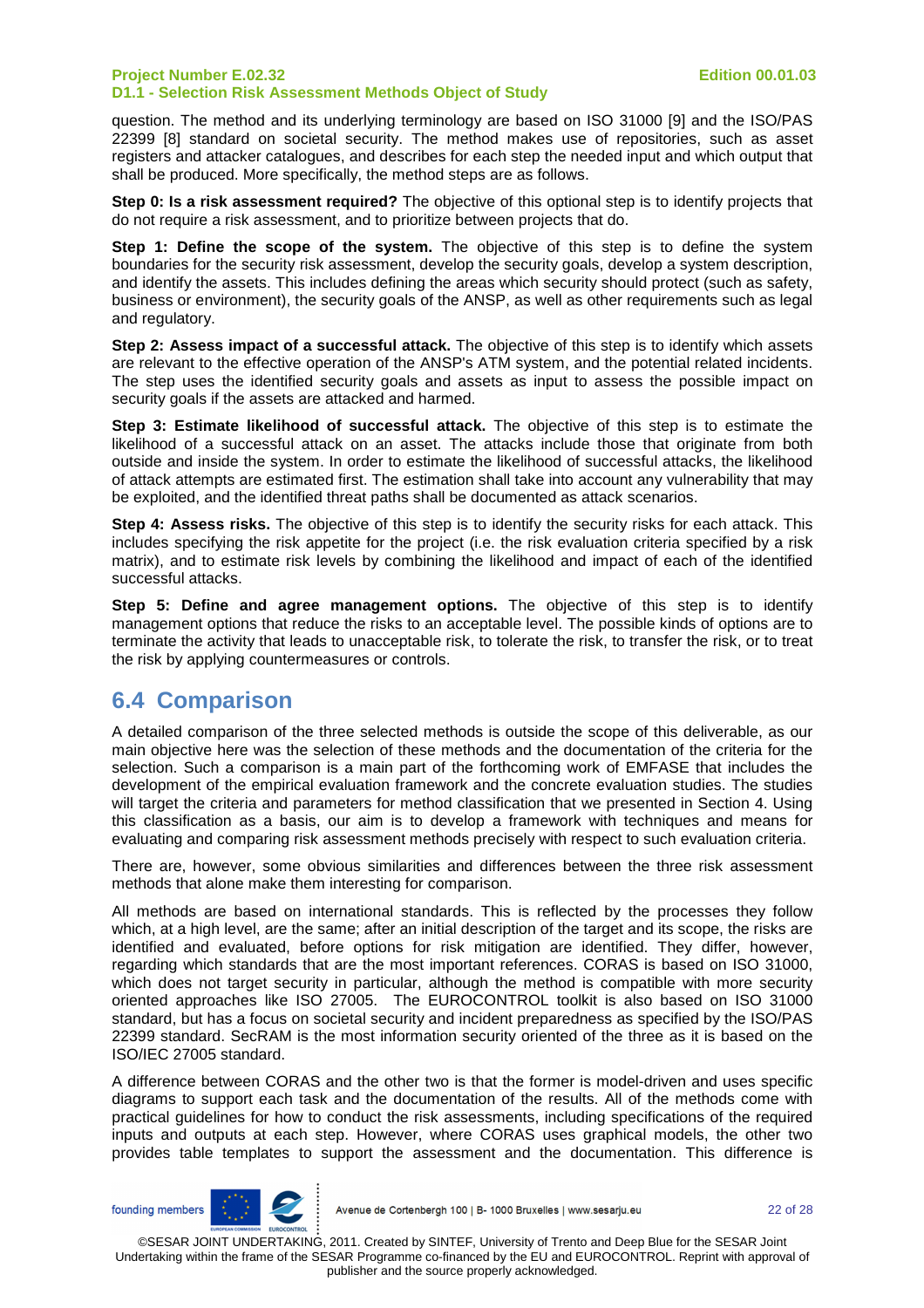question. The method and its underlying terminology are based on ISO 31000 [9] and the ISO/PAS 22399 [8] standard on societal security. The method makes use of repositories, such as asset registers and attacker catalogues, and describes for each step the needed input and which output that shall be produced. More specifically, the method steps are as follows.

**Step 0: Is a risk assessment required?** The objective of this optional step is to identify projects that do not require a risk assessment, and to prioritize between projects that do.

**Step 1: Define the scope of the system.** The objective of this step is to define the system boundaries for the security risk assessment, develop the security goals, develop a system description, and identify the assets. This includes defining the areas which security should protect (such as safety, business or environment), the security goals of the ANSP, as well as other requirements such as legal and regulatory.

**Step 2: Assess impact of a successful attack.** The objective of this step is to identify which assets are relevant to the effective operation of the ANSP's ATM system, and the potential related incidents. The step uses the identified security goals and assets as input to assess the possible impact on security goals if the assets are attacked and harmed.

**Step 3: Estimate likelihood of successful attack.** The objective of this step is to estimate the likelihood of a successful attack on an asset. The attacks include those that originate from both outside and inside the system. In order to estimate the likelihood of successful attacks, the likelihood of attack attempts are estimated first. The estimation shall take into account any vulnerability that may be exploited, and the identified threat paths shall be documented as attack scenarios.

**Step 4: Assess risks.** The objective of this step is to identify the security risks for each attack. This includes specifying the risk appetite for the project (i.e. the risk evaluation criteria specified by a risk matrix), and to estimate risk levels by combining the likelihood and impact of each of the identified successful attacks.

**Step 5: Define and agree management options.** The objective of this step is to identify management options that reduce the risks to an acceptable level. The possible kinds of options are to terminate the activity that leads to unacceptable risk, to tolerate the risk, to transfer the risk, or to treat the risk by applying countermeasures or controls.

## 6.4 Comparison

A detailed comparison of the three selected methods is outside the scope of this deliverable, as our main objective here was the selection of these methods and the documentation of the criteria for the selection. Such a comparison is a main part of the forthcoming work of EMFASE that includes the development of the empirical evaluation framework and the concrete evaluation studies. The studies will target the criteria and parameters for method classification that we presented in Section 4. Using this classification as a basis, our aim is to develop a framework with techniques and means for evaluating and comparing risk assessment methods precisely with respect to such evaluation criteria.

There are, however, some obvious similarities and differences between the three risk assessment methods that alone make them interesting for comparison.

All methods are based on international standards. This is reflected by the processes they follow which, at a high level, are the same; after an initial description of the target and its scope, the risks are identified and evaluated, before options for risk mitigation are identified. They differ, however, regarding which standards that are the most important references. CORAS is based on ISO 31000, which does not target security in particular, although the method is compatible with more security oriented approaches like ISO 27005. The EUROCONTROL toolkit is also based on ISO 31000 standard, but has a focus on societal security and incident preparedness as specified by the ISO/PAS 22399 standard. SecRAM is the most information security oriented of the three as it is based on the ISO/IEC 27005 standard.

A difference between CORAS and the other two is that the former is model-driven and uses specific diagrams to support each task and the documentation of the results. All of the methods come with practical guidelines for how to conduct the risk assessments, including specifications of the required inputs and outputs at each step. However, where CORAS uses graphical models, the other two provides table templates to support the assessment and the documentation. This difference is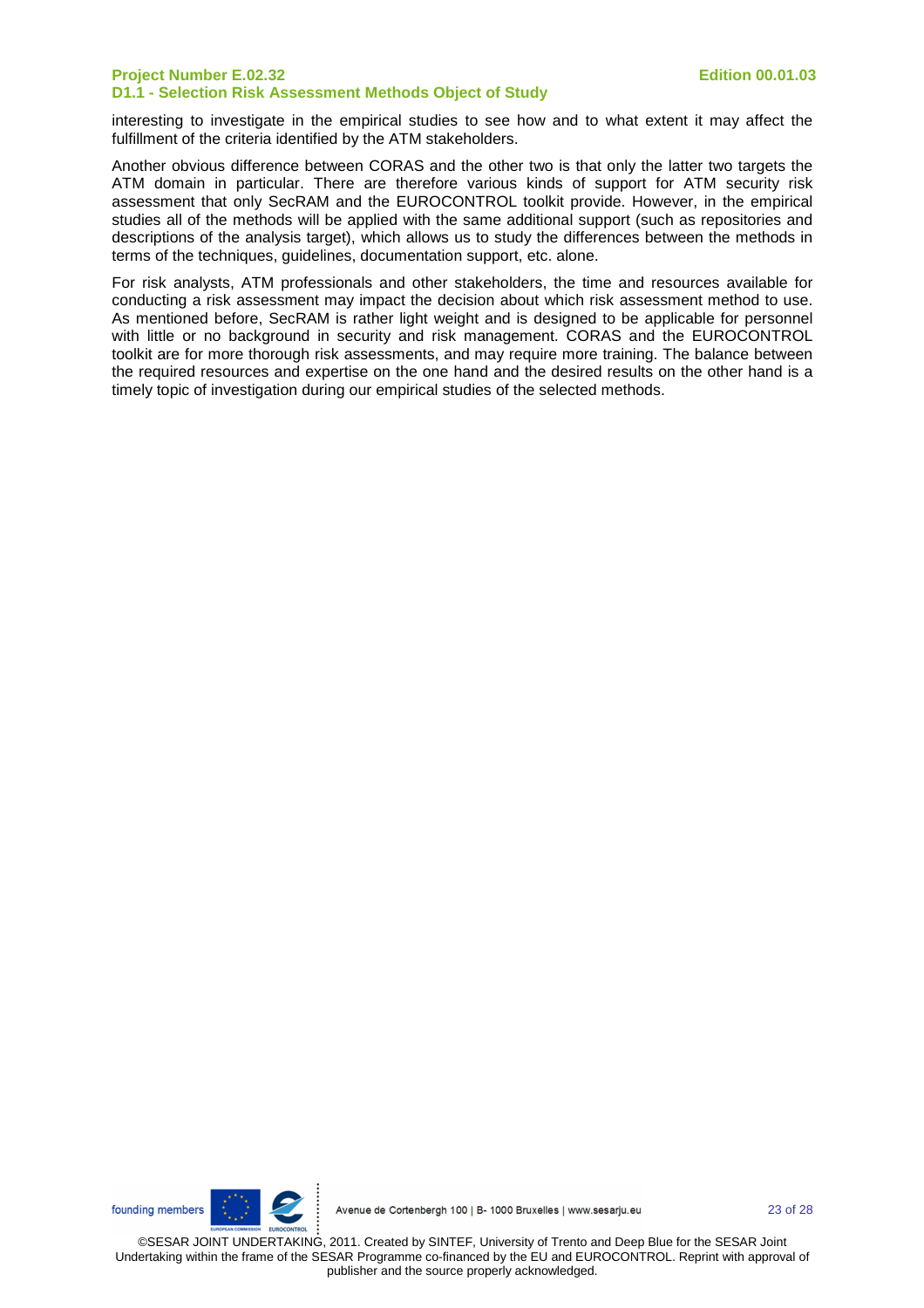interesting to investigate in the empirical studies to see how and to what extent it may affect the fulfillment of the criteria identified by the ATM stakeholders.

Another obvious difference between CORAS and the other two is that only the latter two targets the ATM domain in particular. There are therefore various kinds of support for ATM security risk assessment that only SecRAM and the EUROCONTROL toolkit provide. However, in the empirical studies all of the methods will be applied with the same additional support (such as repositories and descriptions of the analysis target), which allows us to study the differences between the methods in terms of the techniques, guidelines, documentation support, etc. alone.

For risk analysts, ATM professionals and other stakeholders, the time and resources available for conducting a risk assessment may impact the decision about which risk assessment method to use. As mentioned before, SecRAM is rather light weight and is designed to be applicable for personnel with little or no background in security and risk management. CORAS and the EUROCONTROL toolkit are for more thorough risk assessments, and may require more training. The balance between the required resources and expertise on the one hand and the desired results on the other hand is a timely topic of investigation during our empirical studies of the selected methods.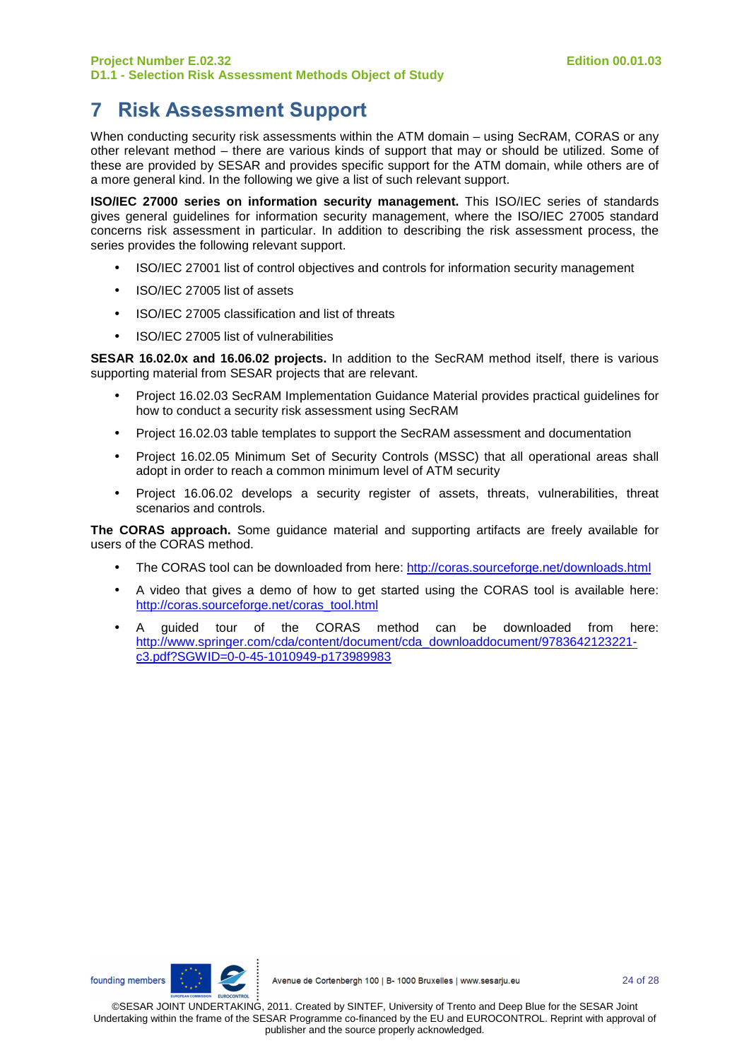# 7 Risk Assessment Support

When conducting security risk assessments within the ATM domain – using SecRAM, CORAS or any other relevant method – there are various kinds of support that may or should be utilized. Some of these are provided by SESAR and provides specific support for the ATM domain, while others are of a more general kind. In the following we give a list of such relevant support.

**ISO/IEC 27000 series on information security management.** This ISO/IEC series of standards gives general guidelines for information security management, where the ISO/IEC 27005 standard concerns risk assessment in particular. In addition to describing the risk assessment process, the series provides the following relevant support.

- ISO/IEC 27001 list of control objectives and controls for information security management
- ISO/IEC 27005 list of assets
- ISO/IEC 27005 classification and list of threats
- ISO/IEC 27005 list of vulnerabilities

**SESAR 16.02.0x and 16.06.02 projects.** In addition to the SecRAM method itself, there is various supporting material from SESAR projects that are relevant.

- Project 16.02.03 SecRAM Implementation Guidance Material provides practical guidelines for how to conduct a security risk assessment using SecRAM
- Project 16.02.03 table templates to support the SecRAM assessment and documentation
- Project 16.02.05 Minimum Set of Security Controls (MSSC) that all operational areas shall adopt in order to reach a common minimum level of ATM security
- Project 16.06.02 develops a security register of assets, threats, vulnerabilities, threat scenarios and controls.

**The CORAS approach.** Some guidance material and supporting artifacts are freely available for users of the CORAS method.

- The CORAS tool can be downloaded from here: http://coras.sourceforge.net/downloads.html
- A video that gives a demo of how to get started using the CORAS tool is available here: http://coras.sourceforge.net/coras_tool.html
- A guided tour of the CORAS method can be downloaded from here: http://www.springer.com/cda/content/document/cda_downloaddocument/9783642123221-c3.pdf?SGWID=0-0-45-1010949-p173989983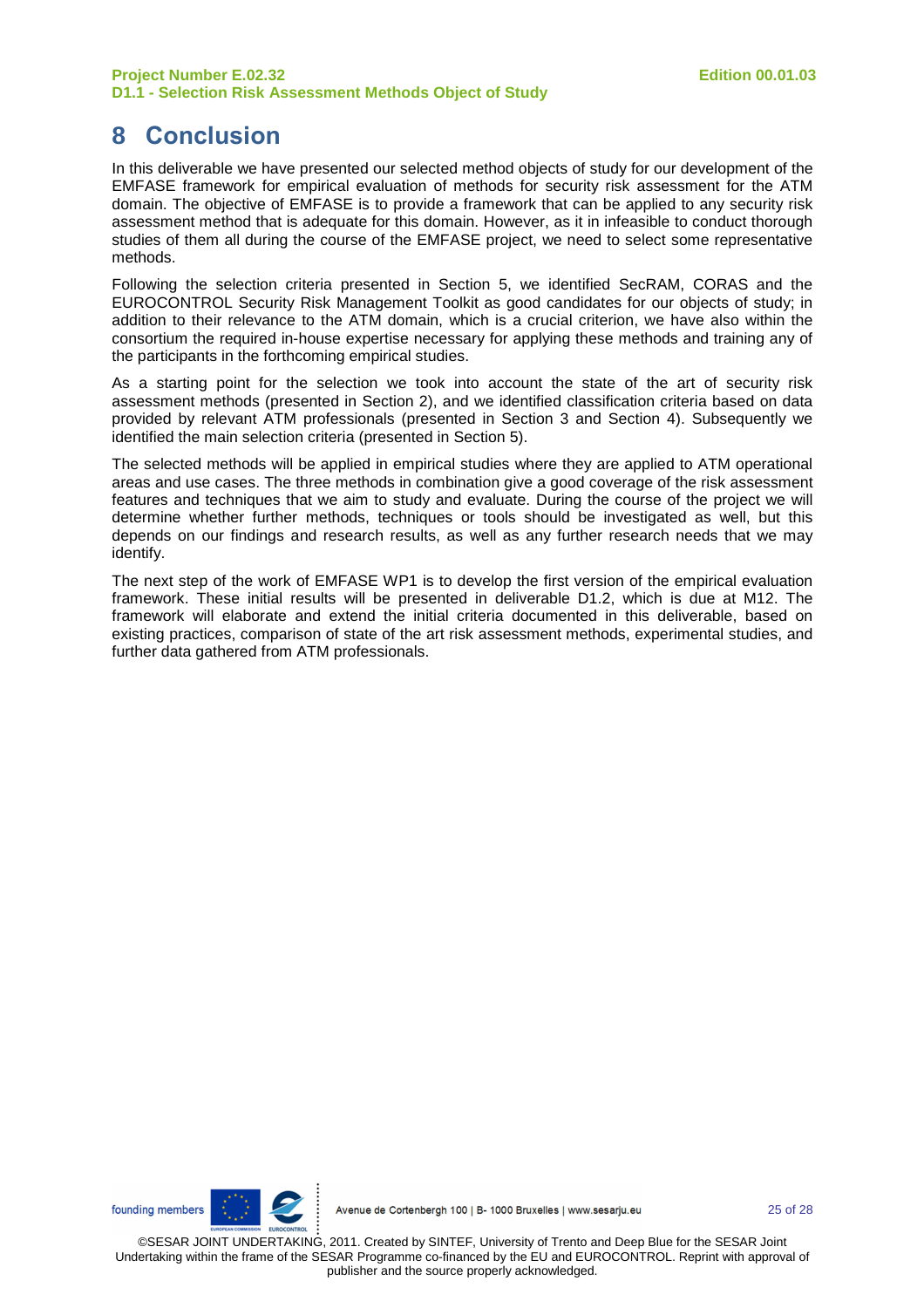# 8 Conclusion

In this deliverable we have presented our selected method objects of study for our development of the EMFASE framework for empirical evaluation of methods for security risk assessment for the ATM domain. The objective of EMFASE is to provide a framework that can be applied to any security risk assessment method that is adequate for this domain. However, as it in infeasible to conduct thorough studies of them all during the course of the EMFASE project, we need to select some representative methods.

Following the selection criteria presented in Section 5, we identified SecRAM, CORAS and the EUROCONTROL Security Risk Management Toolkit as good candidates for our objects of study; in addition to their relevance to the ATM domain, which is a crucial criterion, we have also within the consortium the required in-house expertise necessary for applying these methods and training any of the participants in the forthcoming empirical studies.

As a starting point for the selection we took into account the state of the art of security risk assessment methods (presented in Section 2), and we identified classification criteria based on data provided by relevant ATM professionals (presented in Section 3 and Section 4). Subsequently we identified the main selection criteria (presented in Section 5).

The selected methods will be applied in empirical studies where they are applied to ATM operational areas and use cases. The three methods in combination give a good coverage of the risk assessment features and techniques that we aim to study and evaluate. During the course of the project we will determine whether further methods, techniques or tools should be investigated as well, but this depends on our findings and research results, as well as any further research needs that we may identify.

The next step of the work of EMFASE WP1 is to develop the first version of the empirical evaluation framework. These initial results will be presented in deliverable D1.2, which is due at M12. The framework will elaborate and extend the initial criteria documented in this deliverable, based on existing practices, comparison of state of the art risk assessment methods, experimental studies, and further data gathered from ATM professionals.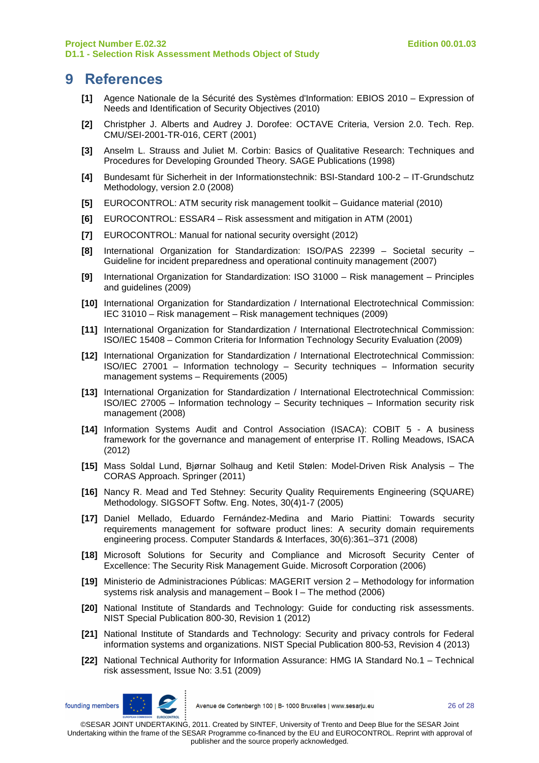# 9 References

**[1]** Agence Nationale de la Sécurité des Systèmes d'Information: EBIOS 2010 – Expression of Needs and Identification of Security Objectives (2010)

**[2]** Christpher J. Alberts and Audrey J. Dorofee: OCTAVE Criteria, Version 2.0. Tech. Rep. CMU/SEI-2001-TR-016, CERT (2001)

**[3]** Anselm L. Strauss and Juliet M. Corbin: Basics of Qualitative Research: Techniques and Procedures for Developing Grounded Theory. SAGE Publications (1998)

**[4]** Bundesamt für Sicherheit in der Informationstechnik: BSI-Standard 100-2 – IT-Grundschutz Methodology, version 2.0 (2008)

**[5]** EUROCONTROL: ATM security risk management toolkit – Guidance material (2010)

**[6]** EUROCONTROL: ESSAR4 – Risk assessment and mitigation in ATM (2001)

**[7]** EUROCONTROL: Manual for national security oversight (2012)

**[8]** International Organization for Standardization: ISO/PAS 22399 – Societal security – Guideline for incident preparedness and operational continuity management (2007)

**[9]** International Organization for Standardization: ISO 31000 – Risk management – Principles and guidelines (2009)

**[10]** International Organization for Standardization / International Electrotechnical Commission: IEC 31010 – Risk management – Risk management techniques (2009)

**[11]** International Organization for Standardization / International Electrotechnical Commission: ISO/IEC 15408 – Common Criteria for Information Technology Security Evaluation (2009)

**[12]** International Organization for Standardization / International Electrotechnical Commission: ISO/IEC 27001 – Information technology – Security techniques – Information security management systems – Requirements (2005)

**[13]** International Organization for Standardization / International Electrotechnical Commission: ISO/IEC 27005 – Information technology – Security techniques – Information security risk management (2008)

**[14]** Information Systems Audit and Control Association (ISACA): COBIT 5 - A business framework for the governance and management of enterprise IT. Rolling Meadows, ISACA (2012)

**[15]** Mass Soldal Lund, Bjørnar Solhaug and Ketil Stølen: Model-Driven Risk Analysis – The CORAS Approach. Springer (2011)

**[16]** Nancy R. Mead and Ted Stehney: Security Quality Requirements Engineering (SQUARE) Methodology. SIGSOFT Softw. Eng. Notes, 30(4)1-7 (2005)

**[17]** Daniel Mellado, Eduardo Fernández-Medina and Mario Piattini: Towards security requirements management for software product lines: A security domain requirements engineering process. Computer Standards & Interfaces, 30(6):361–371 (2008)

**[18]** Microsoft Solutions for Security and Compliance and Microsoft Security Center of Excellence: The Security Risk Management Guide. Microsoft Corporation (2006)

**[19]** Ministerio de Administraciones Públicas: MAGERIT version 2 – Methodology for information systems risk analysis and management – Book I – The method (2006)

**[20]** National Institute of Standards and Technology: Guide for conducting risk assessments. NIST Special Publication 800-30, Revision 1 (2012)

**[21]** National Institute of Standards and Technology: Security and privacy controls for Federal information systems and organizations. NIST Special Publication 800-53, Revision 4 (2013)

**[22]** National Technical Authority for Information Assurance: HMG IA Standard No.1 – Technical risk assessment, Issue No: 3.51 (2009)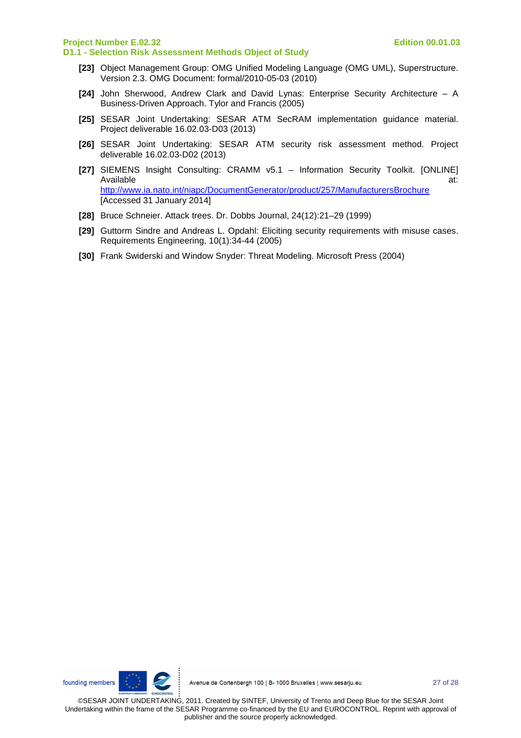**[23]** Object Management Group: OMG Unified Modeling Language (OMG UML), Superstructure. Version 2.3. OMG Document: formal/2010-05-03 (2010)

**[24]** John Sherwood, Andrew Clark and David Lynas: Enterprise Security Architecture – A Business-Driven Approach. Tylor and Francis (2005)

**[25]** SESAR Joint Undertaking: SESAR ATM SecRAM implementation guidance material. Project deliverable 16.02.03-D03 (2013)

**[26]** SESAR Joint Undertaking: SESAR ATM security risk assessment method. Project deliverable 16.02.03-D02 (2013)

**[27]** SIEMENS Insight Consulting: CRAMM v5.1 – Information Security Toolkit. [ONLINE] Available at: http://www.ia.nato.int/niapc/DocumentGenerator/product/257/ManufacturersBrochure [Accessed 31 January 2014]

**[28]** Bruce Schneier. Attack trees. Dr. Dobbs Journal, 24(12):21–29 (1999)

**[29]** Guttorm Sindre and Andreas L. Opdahl: Eliciting security requirements with misuse cases. Requirements Engineering, 10(1):34-44 (2005)

**[30]** Frank Swiderski and Window Snyder: Threat Modeling. Microsoft Press (2004)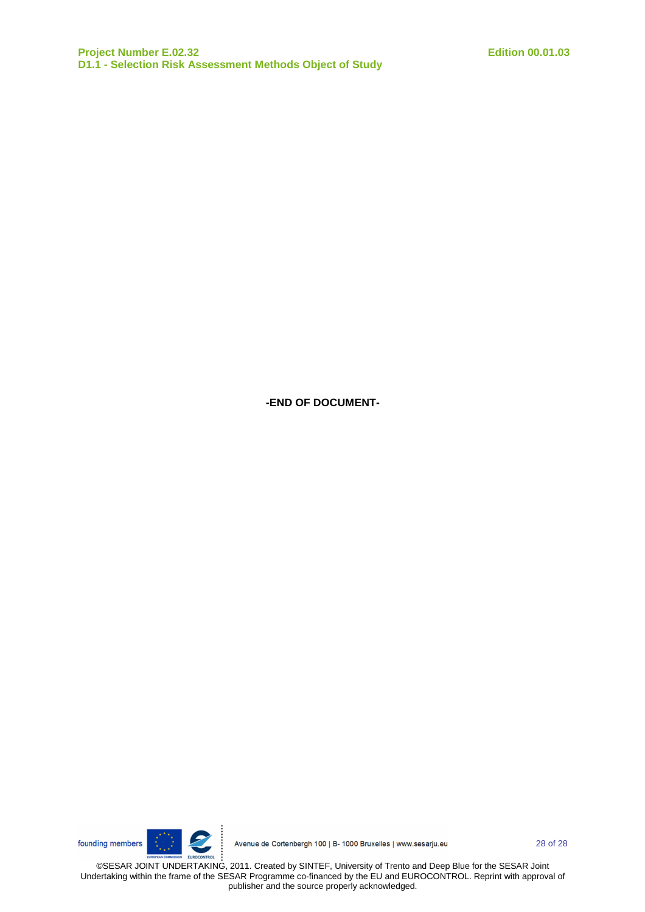**-END OF DOCUMENT-**